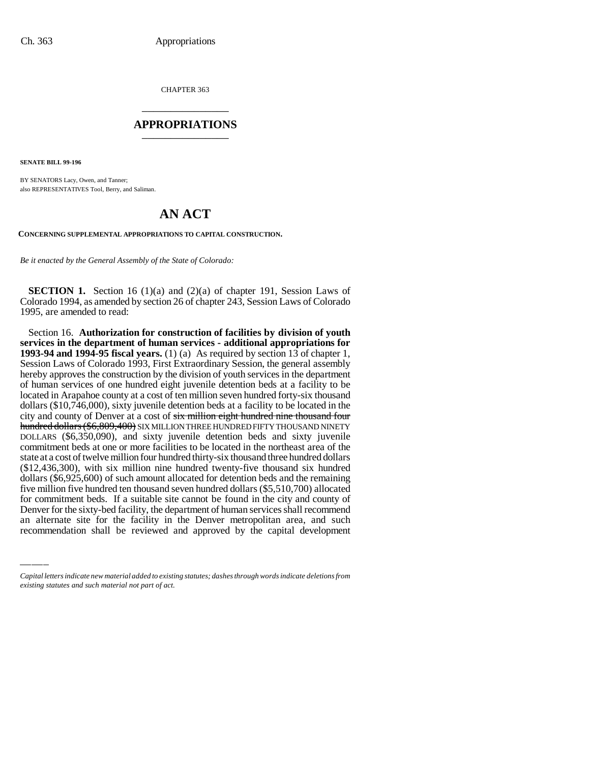CHAPTER 363

# APPROPRIATIONS

**SENATE BILL 99-196**

BY SENATORS Lacy, Owen, and Tanner;
also REPRESENTATIVES Tool, Berry, and Saliman.

# AN ACT

**CONCERNING SUPPLEMENTAL APPROPRIATIONS TO CAPITAL CONSTRUCTION.**

*Be it enacted by the General Assembly of the State of Colorado:*

**SECTION 1.** Section 16 (1)(a) and (2)(a) of chapter 191, Session Laws of Colorado 1994, as amended by section 26 of chapter 243, Session Laws of Colorado 1995, are amended to read:

Section 16. **Authorization for construction of facilities by division of youth services in the department of human services - additional appropriations for 1993-94 and 1994-95 fiscal years.** (1) (a) As required by section 13 of chapter 1, Session Laws of Colorado 1993, First Extraordinary Session, the general assembly hereby approves the construction by the division of youth services in the department of human services of one hundred eight juvenile detention beds at a facility to be located in Arapahoe county at a cost of ten million seven hundred forty-six thousand dollars ($10,746,000), sixty juvenile detention beds at a facility to be located in the city and county of Denver at a cost of ~~six million eight hundred nine thousand four hundred dollars ($6,809,400)~~ SIX MILLION THREE HUNDRED FIFTY THOUSAND NINETY DOLLARS ($6,350,090), and sixty juvenile detention beds and sixty juvenile commitment beds at one or more facilities to be located in the northeast area of the state at a cost of twelve million four hundred thirty-six thousand three hundred dollars ($12,436,300), with six million nine hundred twenty-five thousand six hundred dollars ($6,925,600) of such amount allocated for detention beds and the remaining five million five hundred ten thousand seven hundred dollars ($5,510,700) allocated for commitment beds. If a suitable site cannot be found in the city and county of Denver for the sixty-bed facility, the department of human services shall recommend an alternate site for the facility in the Denver metropolitan area, and such recommendation shall be reviewed and approved by the capital development

*Capital letters indicate new material added to existing statutes; dashes through words indicate deletions from existing statutes and such material not part of act.*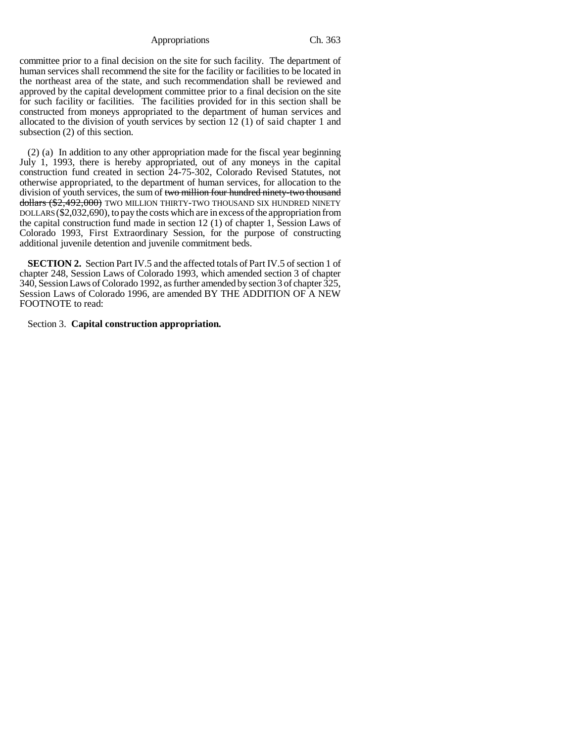committee prior to a final decision on the site for such facility. The department of human services shall recommend the site for the facility or facilities to be located in the northeast area of the state, and such recommendation shall be reviewed and approved by the capital development committee prior to a final decision on the site for such facility or facilities. The facilities provided for in this section shall be constructed from moneys appropriated to the department of human services and allocated to the division of youth services by section 12 (1) of said chapter 1 and subsection (2) of this section.

(2) (a) In addition to any other appropriation made for the fiscal year beginning July 1, 1993, there is hereby appropriated, out of any moneys in the capital construction fund created in section 24-75-302, Colorado Revised Statutes, not otherwise appropriated, to the department of human services, for allocation to the division of youth services, the sum of ~~two million four hundred ninety-two thousand dollars ($2,492,000)~~ TWO MILLION THIRTY-TWO THOUSAND SIX HUNDRED NINETY DOLLARS ($2,032,690), to pay the costs which are in excess of the appropriation from the capital construction fund made in section 12 (1) of chapter 1, Session Laws of Colorado 1993, First Extraordinary Session, for the purpose of constructing additional juvenile detention and juvenile commitment beds.

**SECTION 2.** Section Part IV.5 and the affected totals of Part IV.5 of section 1 of chapter 248, Session Laws of Colorado 1993, which amended section 3 of chapter 340, Session Laws of Colorado 1992, as further amended by section 3 of chapter 325, Session Laws of Colorado 1996, are amended BY THE ADDITION OF A NEW FOOTNOTE to read:

Section 3. **Capital construction appropriation.**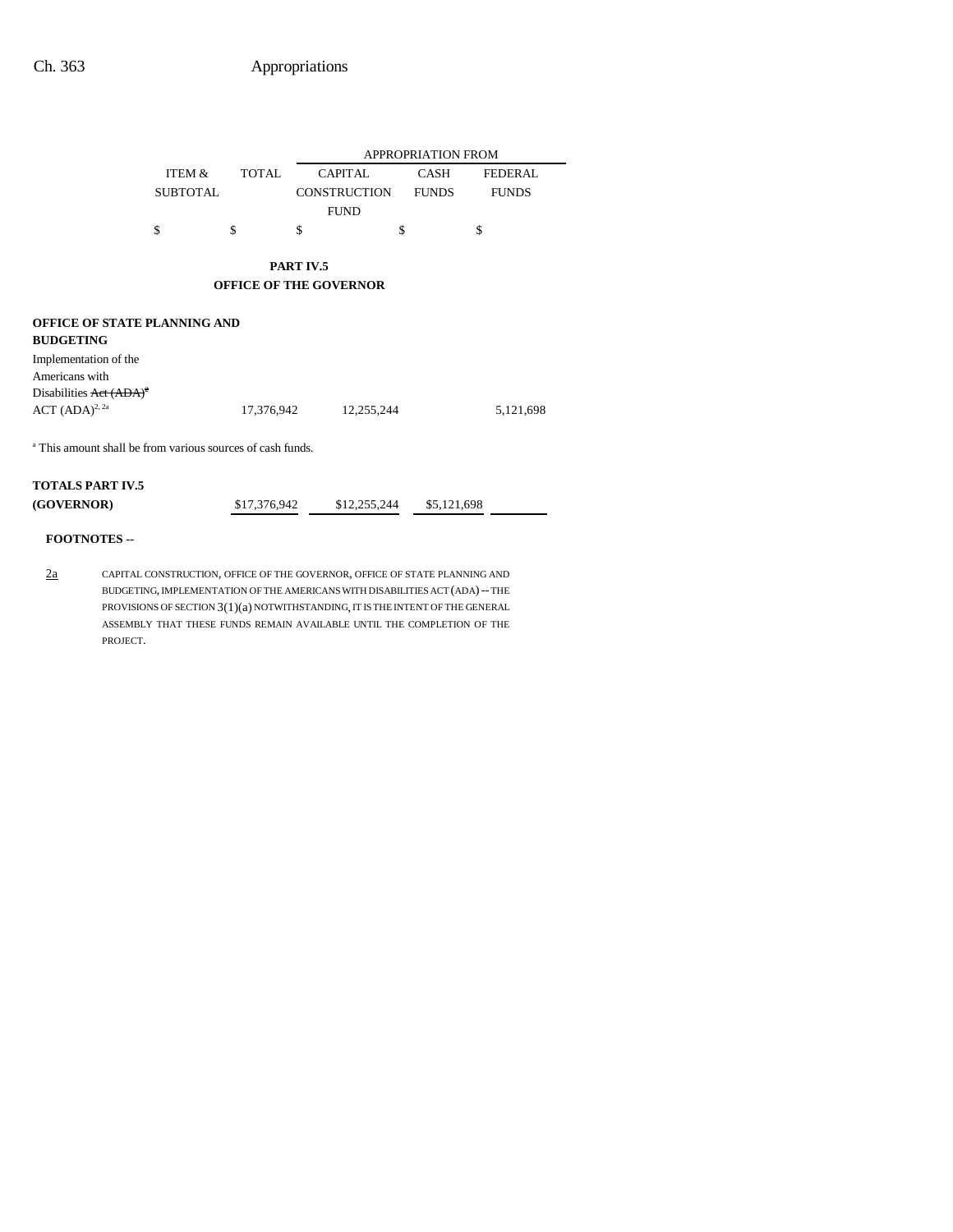# PART IV.5
## OFFICE OF THE GOVERNOR

| | ITEM & SUBTOTAL | TOTAL | APPROPRIATION FROM CAPITAL CONSTRUCTION FUND | APPROPRIATION FROM CASH FUNDS | APPROPRIATION FROM FEDERAL FUNDS |
|---|---|---|---|---|---|
| | $ | $ | $ | $ | $ |
| **OFFICE OF STATE PLANNING AND BUDGETING** | | | | | |
| Implementation of the Americans with Disabilities ~~Act (ADA)~~[a] ACT (ADA)[2, 2a] | | 17,376,942 | 12,255,244 | | 5,121,698 |

[a] This amount shall be from various sources of cash funds.

| | ITEM & SUBTOTAL | TOTAL | CAPITAL CONSTRUCTION FUND | CASH FUNDS | FEDERAL FUNDS |
|---|---|---|---|---|---|
| **TOTALS PART IV.5 (GOVERNOR)** | | $17,376,942 | $12,255,244 | $5,121,698 | |

**FOOTNOTES** --

2a CAPITAL CONSTRUCTION, OFFICE OF THE GOVERNOR, OFFICE OF STATE PLANNING AND BUDGETING, IMPLEMENTATION OF THE AMERICANS WITH DISABILITIES ACT (ADA) -- THE PROVISIONS OF SECTION 3(1)(a) NOTWITHSTANDING, IT IS THE INTENT OF THE GENERAL ASSEMBLY THAT THESE FUNDS REMAIN AVAILABLE UNTIL THE COMPLETION OF THE PROJECT.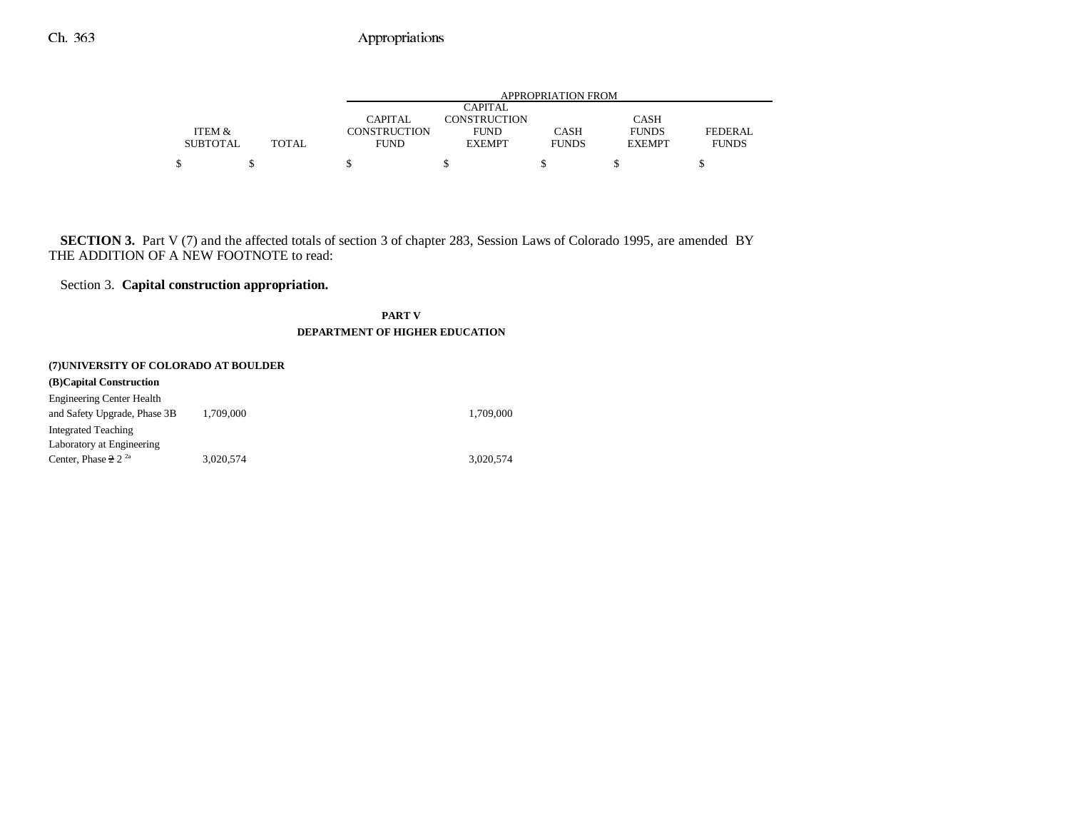| ITEM & SUBTOTAL | TOTAL | APPROPRIATION FROM CAPITAL CONSTRUCTION FUND | CAPITAL CONSTRUCTION FUND EXEMPT | CASH FUNDS | CASH FUNDS EXEMPT | FEDERAL FUNDS |
|---|---|---|---|---|---|---|
| $ | $ | $ | $ | $ | $ | $ |

**SECTION 3.** Part V (7) and the affected totals of section 3 of chapter 283, Session Laws of Colorado 1995, are amended BY THE ADDITION OF A NEW FOOTNOTE to read:

Section 3. **Capital construction appropriation.**

**PART V**
**DEPARTMENT OF HIGHER EDUCATION**

**(7)UNIVERSITY OF COLORADO AT BOULDER**

**(B)Capital Construction**

| | ITEM & SUBTOTAL | TOTAL | CAPITAL CONSTRUCTION FUND | CAPITAL CONSTRUCTION FUND EXEMPT | CASH FUNDS | CASH FUNDS EXEMPT | FEDERAL FUNDS |
|---|---|---|---|---|---|---|---|
| Engineering Center Health and Safety Upgrade, Phase 3B | 1,709,000 | | | 1,709,000 | | | |
| Integrated Teaching Laboratory at Engineering Center, Phase ~~2~~ 2 [2a] | 3,020,574 | | | 3,020,574 | | | |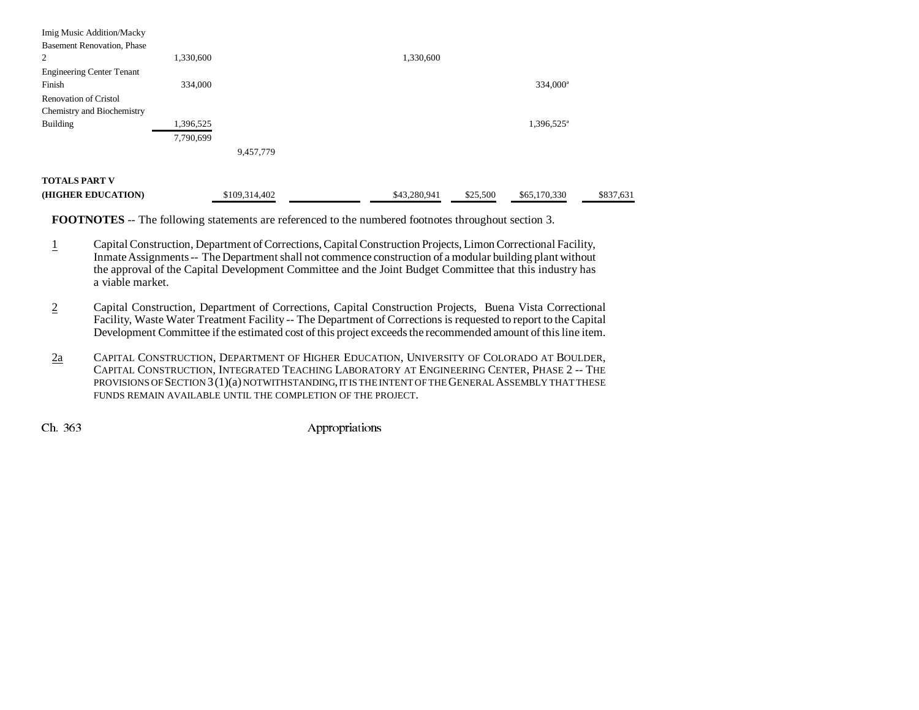| | | | | | | | |
|---|---|---|---|---|---|---|---|
| Imig Music Addition/Macky Basement Renovation, Phase 2 | 1,330,600 | | | 1,330,600 | | | |
| Engineering Center Tenant Finish | 334,000 | | | | | 334,000[a] | |
| Renovation of Cristol Chemistry and Biochemistry Building | 1,396,525 | | | | | 1,396,525[a] | |
| | 7,790,699 | | | | | | |
| | | 9,457,779 | | | | | |
| **TOTALS PART V (HIGHER EDUCATION)** | | $109,314,402 | | $43,280,941 | $25,500 | $65,170,330 | $837,631 |

**FOOTNOTES** -- The following statements are referenced to the numbered footnotes throughout section 3.

1 Capital Construction, Department of Corrections, Capital Construction Projects, Limon Correctional Facility, Inmate Assignments -- The Department shall not commence construction of a modular building plant without the approval of the Capital Development Committee and the Joint Budget Committee that this industry has a viable market.

2 Capital Construction, Department of Corrections, Capital Construction Projects, Buena Vista Correctional Facility, Waste Water Treatment Facility -- The Department of Corrections is requested to report to the Capital Development Committee if the estimated cost of this project exceeds the recommended amount of this line item.

2a CAPITAL CONSTRUCTION, DEPARTMENT OF HIGHER EDUCATION, UNIVERSITY OF COLORADO AT BOULDER, CAPITAL CONSTRUCTION, INTEGRATED TEACHING LABORATORY AT ENGINEERING CENTER, PHASE 2 -- THE PROVISIONS OF SECTION 3 (1)(a) NOTWITHSTANDING, IT IS THE INTENT OF THE GENERAL ASSEMBLY THAT THESE FUNDS REMAIN AVAILABLE UNTIL THE COMPLETION OF THE PROJECT.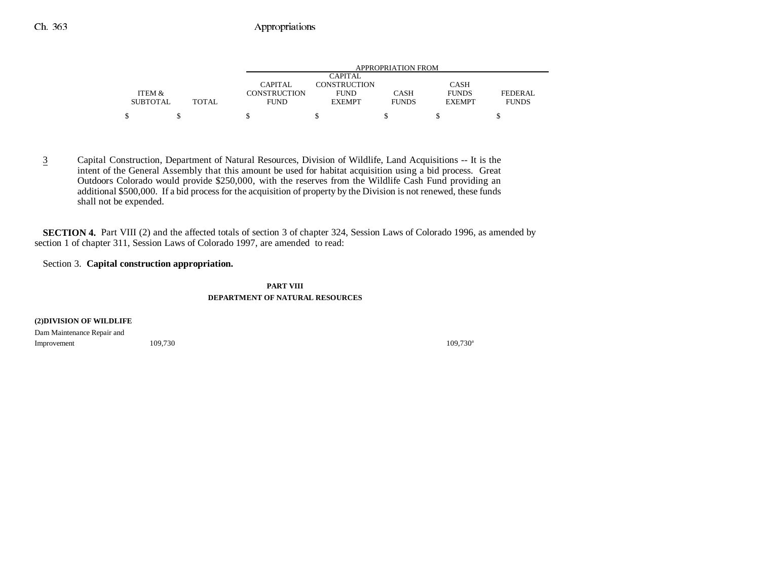| | | APPROPRIATION FROM | | | | |
|---|---|---|---|---|---|---|
| ITEM & SUBTOTAL | TOTAL | CAPITAL CONSTRUCTION FUND | CAPITAL CONSTRUCTION FUND EXEMPT | CASH FUNDS | CASH FUNDS EXEMPT | FEDERAL FUNDS |
| $ | $ | $ | $ | $ | $ | $ |

3 Capital Construction, Department of Natural Resources, Division of Wildlife, Land Acquisitions -- It is the intent of the General Assembly that this amount be used for habitat acquisition using a bid process. Great Outdoors Colorado would provide $250,000, with the reserves from the Wildlife Cash Fund providing an additional $500,000. If a bid process for the acquisition of property by the Division is not renewed, these funds shall not be expended.

**SECTION 4.** Part VIII (2) and the affected totals of section 3 of chapter 324, Session Laws of Colorado 1996, as amended by section 1 of chapter 311, Session Laws of Colorado 1997, are amended to read:

Section 3. **Capital construction appropriation.**

**PART VIII**
**DEPARTMENT OF NATURAL RESOURCES**

**(2)DIVISION OF WILDLIFE**

| | ITEM & SUBTOTAL | TOTAL | CAPITAL CONSTRUCTION FUND | CAPITAL CONSTRUCTION FUND EXEMPT | CASH FUNDS | CASH FUNDS EXEMPT | FEDERAL FUNDS |
|---|---|---|---|---|---|---|---|
| Dam Maintenance Repair and Improvement | 109,730 | | | | | 109,730[a] | |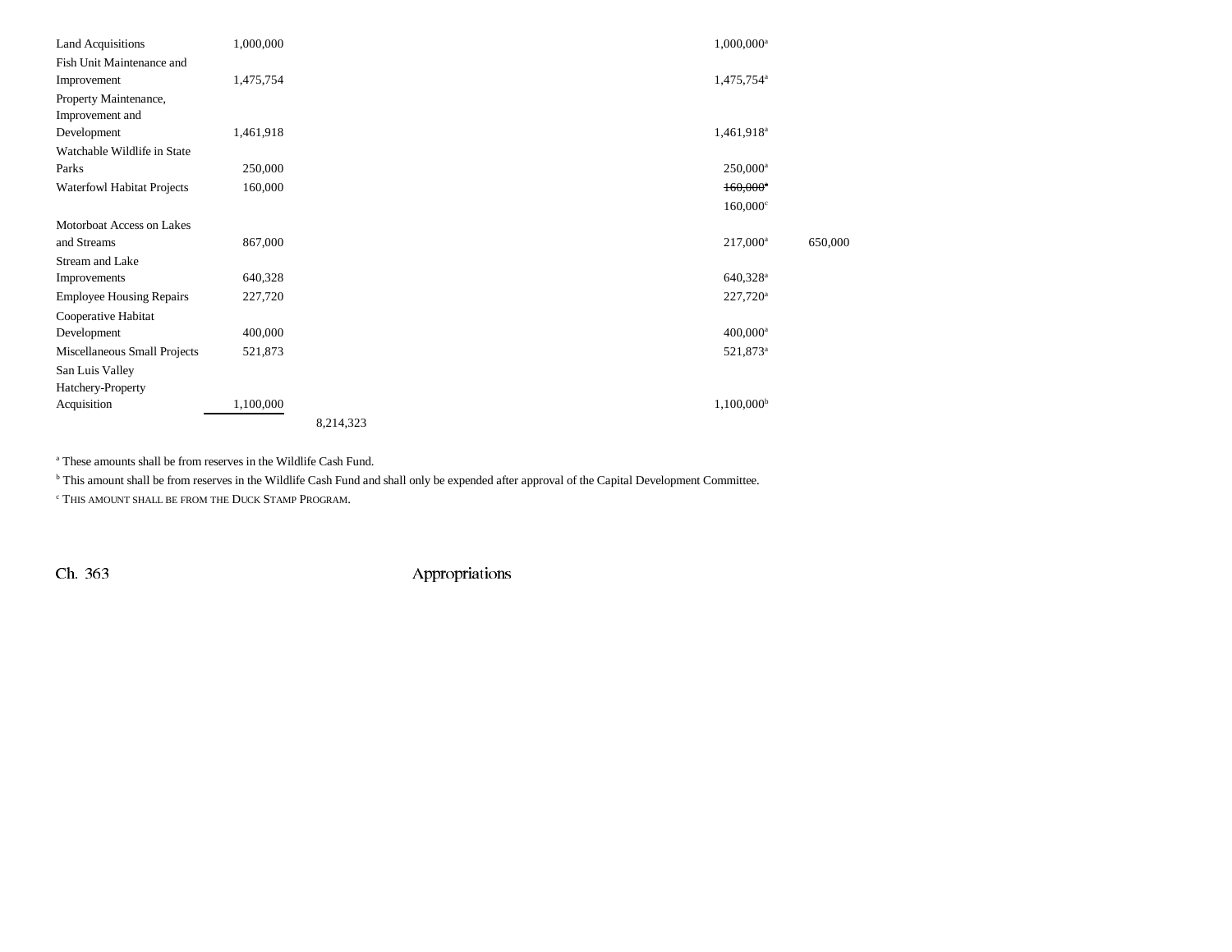| | | | | |
|---|---|---|---|---|
| Land Acquisitions | 1,000,000 | | 1,000,000[a] | |
| Fish Unit Maintenance and Improvement | 1,475,754 | | 1,475,754[a] | |
| Property Maintenance, Improvement and Development | 1,461,918 | | 1,461,918[a] | |
| Watchable Wildlife in State Parks | 250,000 | | 250,000[a] | |
| Waterfowl Habitat Projects | 160,000 | | ~~160,000[a]~~ | |
| | | | 160,000[c] | |
| Motorboat Access on Lakes and Streams | 867,000 | | 217,000[a] | 650,000 |
| Stream and Lake Improvements | 640,328 | | 640,328[a] | |
| Employee Housing Repairs | 227,720 | | 227,720[a] | |
| Cooperative Habitat Development | 400,000 | | 400,000[a] | |
| Miscellaneous Small Projects | 521,873 | | 521,873[a] | |
| San Luis Valley Hatchery-Property Acquisition | 1,100,000 | | 1,100,000[b] | |
| | | 8,214,323 | | |

[a] These amounts shall be from reserves in the Wildlife Cash Fund.

[b] This amount shall be from reserves in the Wildlife Cash Fund and shall only be expended after approval of the Capital Development Committee.

[c] THIS AMOUNT SHALL BE FROM THE DUCK STAMP PROGRAM.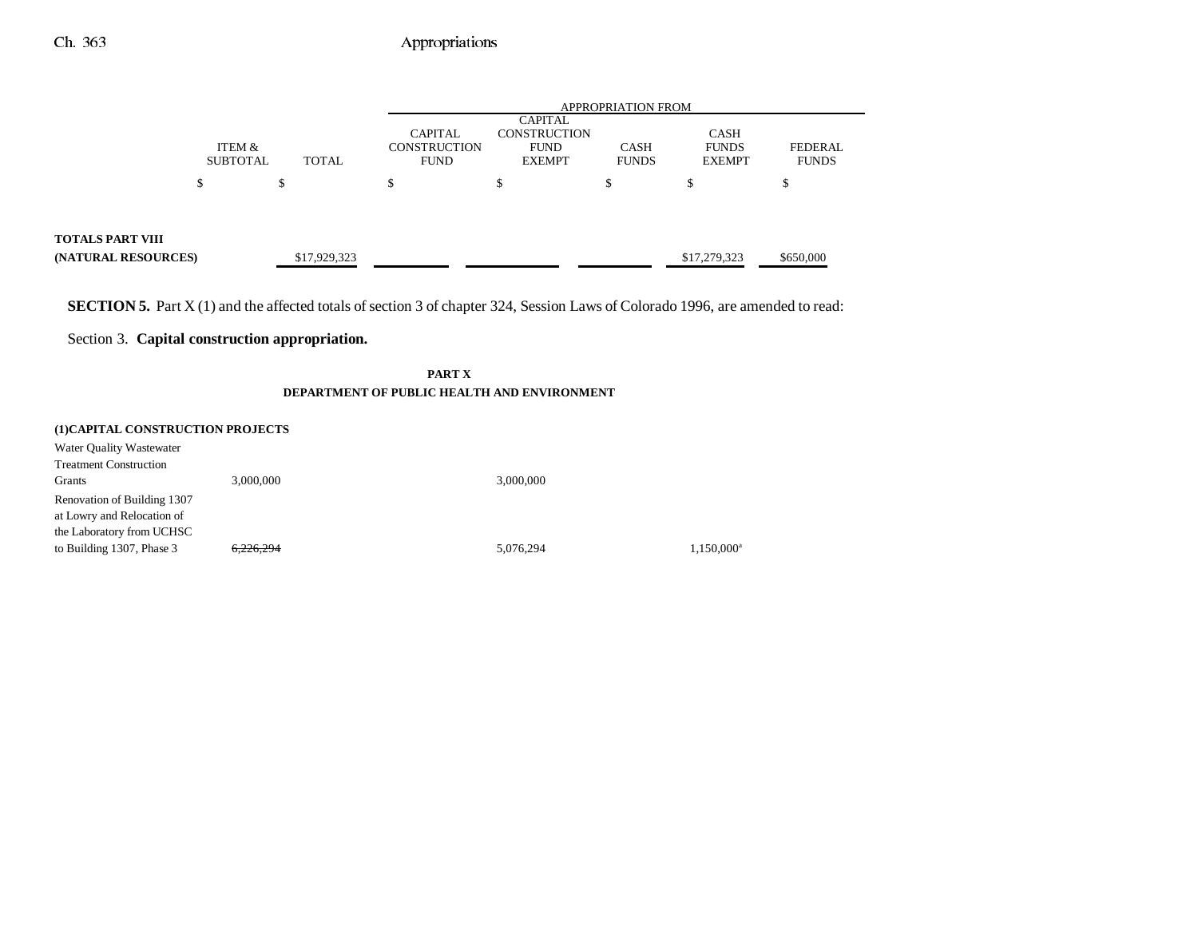| | ITEM & SUBTOTAL | TOTAL | APPROPRIATION FROM CAPITAL CONSTRUCTION FUND | CAPITAL CONSTRUCTION FUND EXEMPT | CASH FUNDS | CASH FUNDS EXEMPT | FEDERAL FUNDS |
|---|---|---|---|---|---|---|---|
| | $ | $ | $ | $ | $ | $ | $ |
| **TOTALS PART VIII (NATURAL RESOURCES)** | | $17,929,323 | | | | $17,279,323 | $650,000 |

**SECTION 5.** Part X (1) and the affected totals of section 3 of chapter 324, Session Laws of Colorado 1996, are amended to read:

Section 3. **Capital construction appropriation.**

**PART X**
**DEPARTMENT OF PUBLIC HEALTH AND ENVIRONMENT**

| | ITEM & SUBTOTAL | TOTAL | CAPITAL CONSTRUCTION FUND | CAPITAL CONSTRUCTION FUND EXEMPT | CASH FUNDS | CASH FUNDS EXEMPT | FEDERAL FUNDS |
|---|---|---|---|---|---|---|---|
| **(1)CAPITAL CONSTRUCTION PROJECTS** | | | | | | | |
| Water Quality Wastewater Treatment Construction Grants | 3,000,000 | | | 3,000,000 | | | |
| Renovation of Building 1307 at Lowry and Relocation of the Laboratory from UCHSC to Building 1307, Phase 3 | ~~6,226,294~~ | | | 5,076,294 | | 1,150,000[a] | |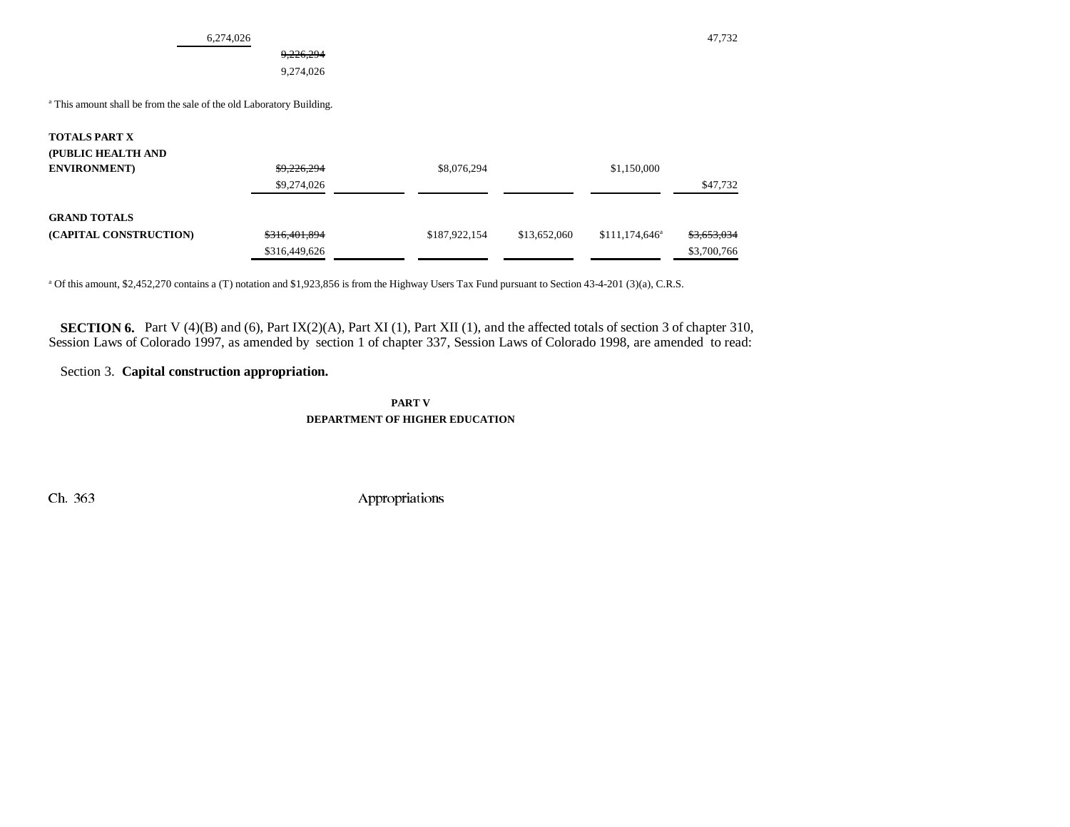| | | | | | | |
|---|---|---|---|---|---|---|
| 6,274,026 | | | | | | 47,732 |
| | ~~9,226,294~~ | | | | | |
| | 9,274,026 | | | | | |

[a] This amount shall be from the sale of the old Laboratory Building.

| | | | | | | |
|---|---|---|---|---|---|---|
| **TOTALS PART X (PUBLIC HEALTH AND ENVIRONMENT)** | ~~$9,226,294~~ | | $8,076,294 | | $1,150,000 | |
| | $9,274,026 | | | | | $47,732 |
| **GRAND TOTALS (CAPITAL CONSTRUCTION)** | ~~$316,401,894~~ | | $187,922,154 | $13,652,060 | $111,174,646[a] | ~~$3,653,034~~ |
| | $316,449,626 | | | | | $3,700,766 |

[a] Of this amount, $2,452,270 contains a (T) notation and $1,923,856 is from the Highway Users Tax Fund pursuant to Section 43-4-201 (3)(a), C.R.S.

**SECTION 6.** Part V (4)(B) and (6), Part IX(2)(A), Part XI (1), Part XII (1), and the affected totals of section 3 of chapter 310, Session Laws of Colorado 1997, as amended by section 1 of chapter 337, Session Laws of Colorado 1998, are amended to read:

Section 3. **Capital construction appropriation.**

**PART V**
**DEPARTMENT OF HIGHER EDUCATION**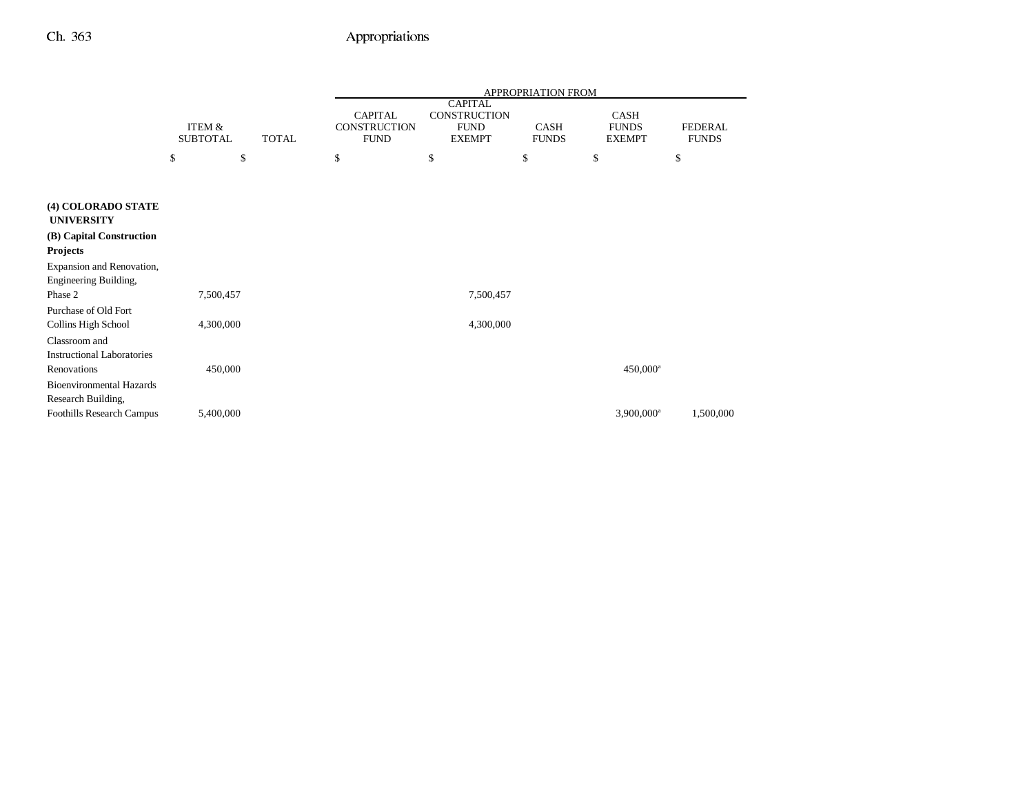| | ITEM & SUBTOTAL | TOTAL | APPROPRIATION FROM CAPITAL CONSTRUCTION FUND | CAPITAL CONSTRUCTION FUND EXEMPT | CASH FUNDS | CASH FUNDS EXEMPT | FEDERAL FUNDS |
|---|---|---|---|---|---|---|---|
| | $ | $ | $ | $ | $ | $ | $ |
| **(4) COLORADO STATE UNIVERSITY** | | | | | | | |
| **(B) Capital Construction Projects** | | | | | | | |
| Expansion and Renovation, Engineering Building, Phase 2 | 7,500,457 | | | 7,500,457 | | | |
| Purchase of Old Fort Collins High School | 4,300,000 | | | 4,300,000 | | | |
| Classroom and Instructional Laboratories Renovations | 450,000 | | | | | 450,000[a] | |
| Bioenvironmental Hazards Research Building, Foothills Research Campus | 5,400,000 | | | | | 3,900,000[a] | 1,500,000 |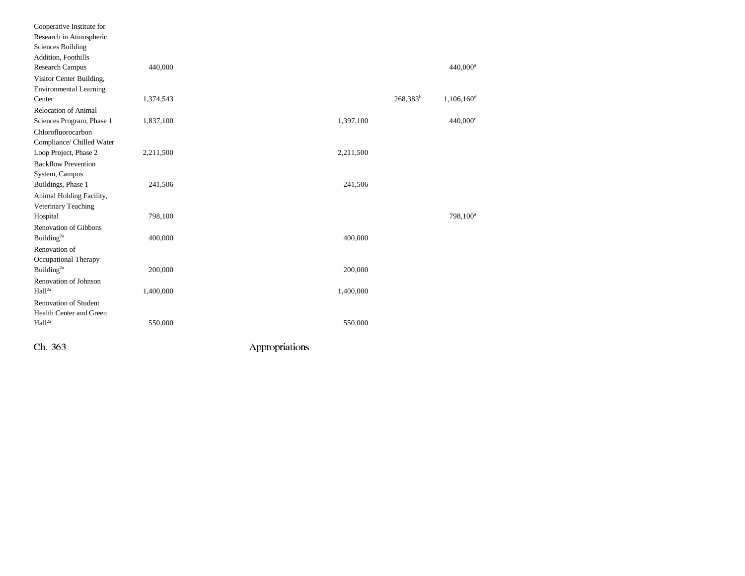| | | | | | | |
|---|---|---|---|---|---|---|
| Cooperative Institute for Research in Atmospheric Sciences Building Addition, Foothills Research Campus | 440,000 | | | | | 440,000[a] |
| Visitor Center Building, Environmental Learning Center | 1,374,543 | | | | 268,383[b] | 1,106,160[d] |
| Relocation of Animal Sciences Program, Phase 1 | 1,837,100 | | | 1,397,100 | | 440,000[c] |
| Chlorofluorocarbon Compliance/ Chilled Water Loop Project, Phase 2 | 2,211,500 | | | 2,211,500 | | |
| Backflow Prevention System, Campus Buildings, Phase 1 | 241,506 | | | 241,506 | | |
| Animal Holding Facility, Veterinary Teaching Hospital | 798,100 | | | | | 798,100[a] |
| Renovation of Gibbons Building[2a] | 400,000 | | | 400,000 | | |
| Renovation of Occupational Therapy Building[2a] | 200,000 | | | 200,000 | | |
| Renovation of Johnson Hall[2a] | 1,400,000 | | | 1,400,000 | | |
| Renovation of Student Health Center and Green Hall[2a] | 550,000 | | | 550,000 | | |

Ch. 363 Appropriations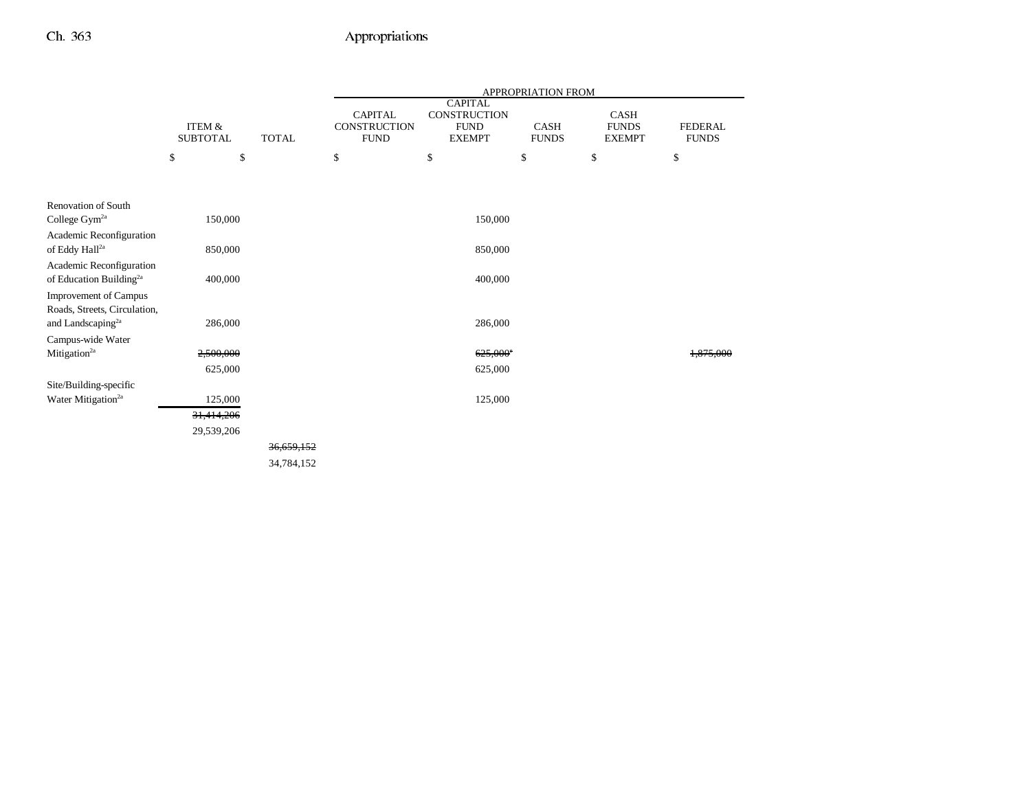| | ITEM & SUBTOTAL | TOTAL | APPROPRIATION FROM CAPITAL CONSTRUCTION FUND | CAPITAL CONSTRUCTION FUND EXEMPT | CASH FUNDS | CASH FUNDS EXEMPT | FEDERAL FUNDS |
|---|---|---|---|---|---|---|---|
| | $ | $ | $ | $ | $ | $ | $ |
| Renovation of South College Gym[2a] | 150,000 | | | 150,000 | | | |
| Academic Reconfiguration of Eddy Hall[2a] | 850,000 | | | 850,000 | | | |
| Academic Reconfiguration of Education Building[2a] | 400,000 | | | 400,000 | | | |
| Improvement of Campus Roads, Streets, Circulation, and Landscaping[2a] | 286,000 | | | 286,000 | | | |
| Campus-wide Water Mitigation[2a] | ~~2,500,000~~ | | | ~~625,000~~[a] | | | ~~1,875,000~~ |
| | 625,000 | | | 625,000 | | | |
| Site/Building-specific Water Mitigation[2a] | 125,000 | | | 125,000 | | | |
| | ~~31,414,206~~ | | | | | | |
| | 29,539,206 | | | | | | |
| | | ~~36,659,152~~ | | | | | |
| | | 34,784,152 | | | | | |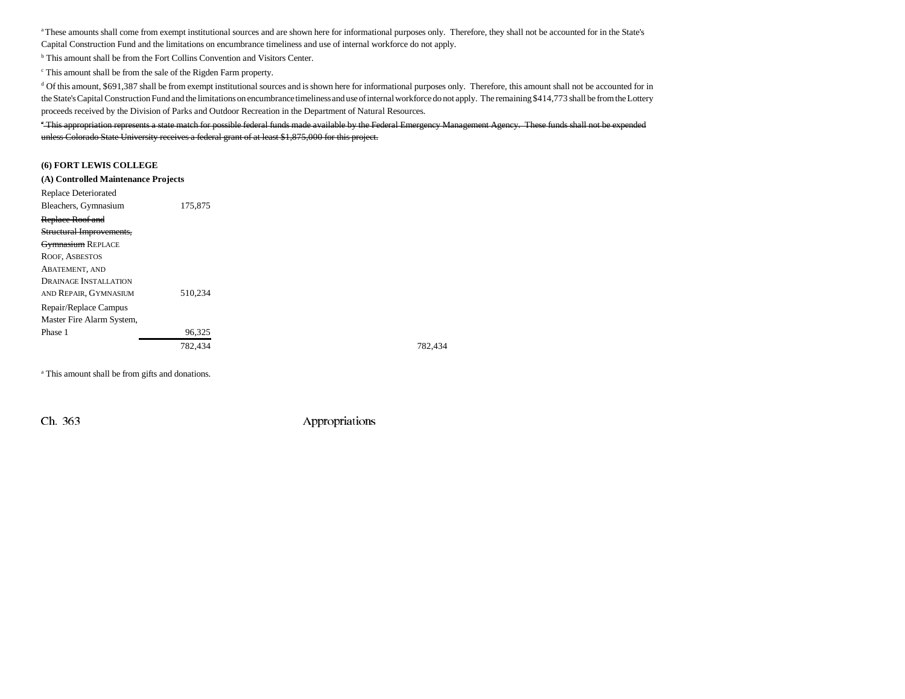[a] These amounts shall come from exempt institutional sources and are shown here for informational purposes only. Therefore, they shall not be accounted for in the State's Capital Construction Fund and the limitations on encumbrance timeliness and use of internal workforce do not apply.

[b] This amount shall be from the Fort Collins Convention and Visitors Center.

[c] This amount shall be from the sale of the Rigden Farm property.

[d] Of this amount, $691,387 shall be from exempt institutional sources and is shown here for informational purposes only. Therefore, this amount shall not be accounted for in the State's Capital Construction Fund and the limitations on encumbrance timeliness and use of internal workforce do not apply. The remaining $414,773 shall be from the Lottery proceeds received by the Division of Parks and Outdoor Recreation in the Department of Natural Resources.

~~[e] This appropriation represents a state match for possible federal funds made available by the Federal Emergency Management Agency. These funds shall not be expended unless Colorado State University receives a federal grant of at least $1,875,000 for this project.~~

**(6) FORT LEWIS COLLEGE**

**(A) Controlled Maintenance Projects**

| Project | Amount | | |
|---|---|---|---|
| Replace Deteriorated Bleachers, Gymnasium | 175,875 | | |
| ~~Replace Roof and Structural Improvements, Gymnasium~~ REPLACE ROOF, ASBESTOS ABATEMENT, AND DRAINAGE INSTALLATION AND REPAIR, GYMNASIUM | 510,234 | | |
| Repair/Replace Campus Master Fire Alarm System, Phase 1 | 96,325 | | |
| | 782,434 | | 782,434 |

[a] This amount shall be from gifts and donations.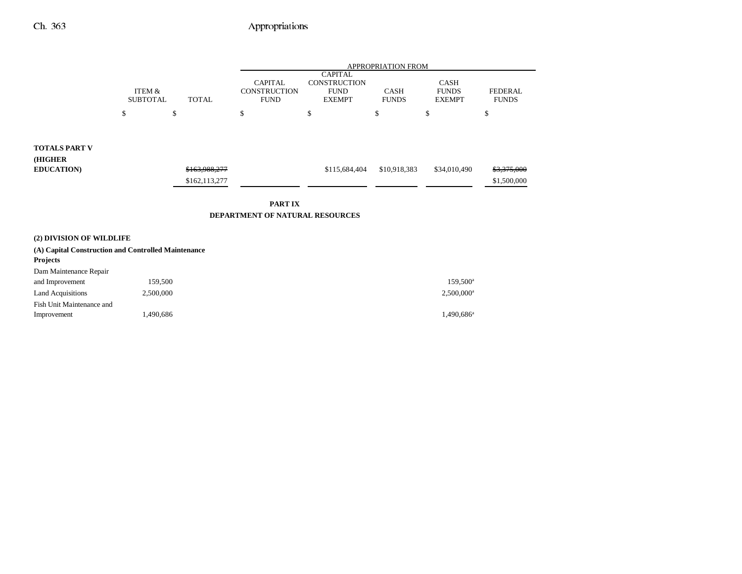| | ITEM & SUBTOTAL | TOTAL | APPROPRIATION FROM | | | | |
|---|---|---|---|---|---|---|---|
| | | | CAPITAL CONSTRUCTION FUND | CAPITAL CONSTRUCTION FUND EXEMPT | CASH FUNDS | CASH FUNDS EXEMPT | FEDERAL FUNDS |
| | $ | $ | $ | $ | $ | $ | $ |
| **TOTALS PART V (HIGHER EDUCATION)** | | ~~$163,988,277~~ $162,113,277 | | $115,684,404 | $10,918,383 | $34,010,490 | ~~$3,375,000~~ $1,500,000 |

**PART IX**
**DEPARTMENT OF NATURAL RESOURCES**

**(2) DIVISION OF WILDLIFE**

**(A) Capital Construction and Controlled Maintenance Projects**

| | ITEM & SUBTOTAL | TOTAL | CAPITAL CONSTRUCTION FUND | CAPITAL CONSTRUCTION FUND EXEMPT | CASH FUNDS | CASH FUNDS EXEMPT | FEDERAL FUNDS |
|---|---|---|---|---|---|---|---|
| Dam Maintenance Repair and Improvement | 159,500 | | | | | 159,500[a] | |
| Land Acquisitions | 2,500,000 | | | | | 2,500,000[a] | |
| Fish Unit Maintenance and Improvement | 1,490,686 | | | | | 1,490,686[a] | |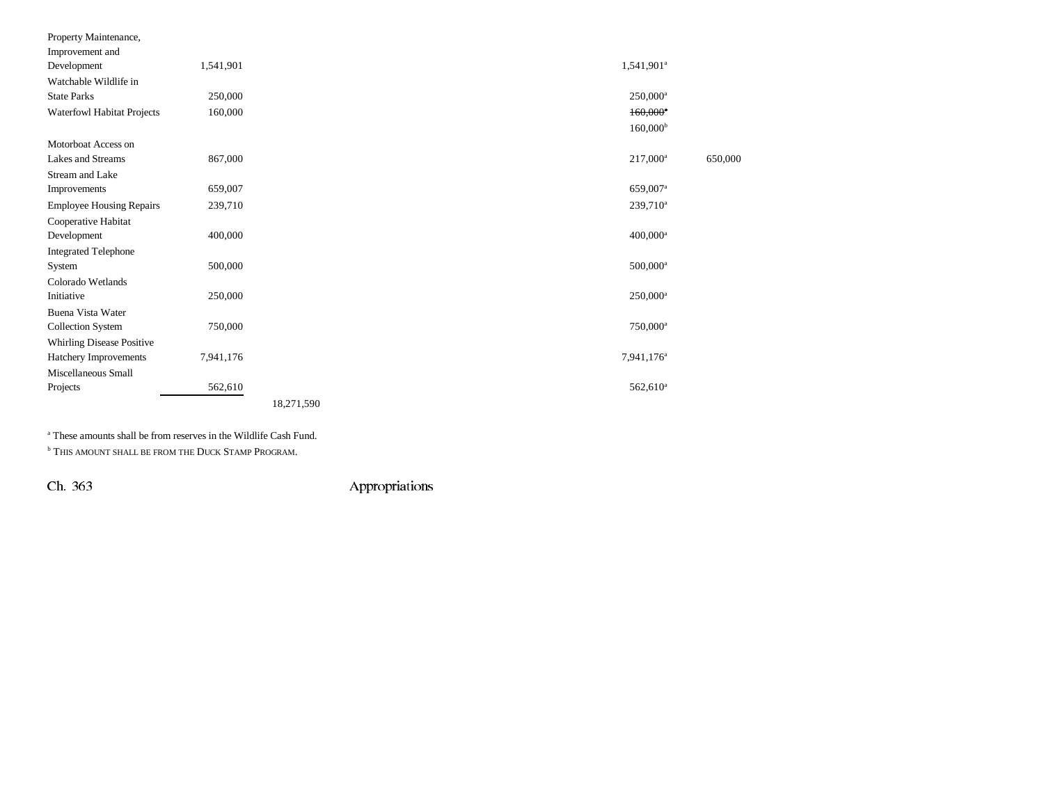| | | | | |
|---|---|---|---|---|
| Property Maintenance, Improvement and Development | 1,541,901 | | 1,541,901[a] | |
| Watchable Wildlife in State Parks | 250,000 | | 250,000[a] | |
| Waterfowl Habitat Projects | 160,000 | | ~~160,000[a]~~ | |
| | | | 160,000[b] | |
| Motorboat Access on Lakes and Streams | 867,000 | | 217,000[a] | 650,000 |
| Stream and Lake Improvements | 659,007 | | 659,007[a] | |
| Employee Housing Repairs | 239,710 | | 239,710[a] | |
| Cooperative Habitat Development | 400,000 | | 400,000[a] | |
| Integrated Telephone System | 500,000 | | 500,000[a] | |
| Colorado Wetlands Initiative | 250,000 | | 250,000[a] | |
| Buena Vista Water Collection System | 750,000 | | 750,000[a] | |
| Whirling Disease Positive Hatchery Improvements | 7,941,176 | | 7,941,176[a] | |
| Miscellaneous Small Projects | 562,610 | | 562,610[a] | |
| | | 18,271,590 | | |

[a] These amounts shall be from reserves in the Wildlife Cash Fund.

[b] THIS AMOUNT SHALL BE FROM THE DUCK STAMP PROGRAM.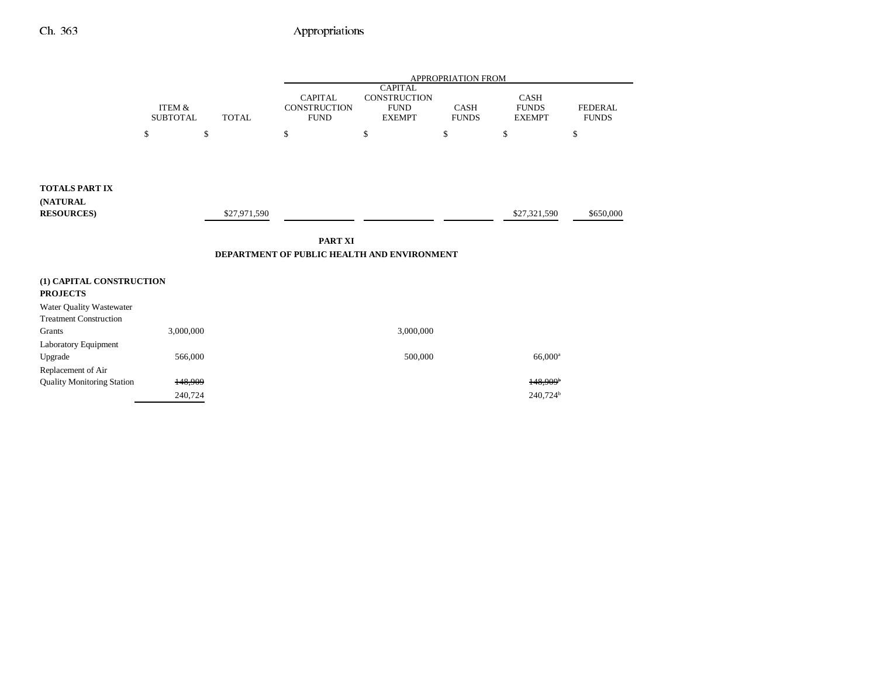| | ITEM & SUBTOTAL | TOTAL | APPROPRIATION FROM CAPITAL CONSTRUCTION FUND | CAPITAL CONSTRUCTION FUND EXEMPT | CASH FUNDS | CASH FUNDS EXEMPT | FEDERAL FUNDS |
|---|---|---|---|---|---|---|---|
| | $ | $ | $ | $ | $ | $ | $ |
| **TOTALS PART IX (NATURAL RESOURCES)** | | $27,971,590 | | | | $27,321,590 | $650,000 |

**PART XI**

**DEPARTMENT OF PUBLIC HEALTH AND ENVIRONMENT**

| | ITEM & SUBTOTAL | TOTAL | CAPITAL CONSTRUCTION FUND | CAPITAL CONSTRUCTION FUND EXEMPT | CASH FUNDS | CASH FUNDS EXEMPT | FEDERAL FUNDS |
|---|---|---|---|---|---|---|---|
| **(1) CAPITAL CONSTRUCTION PROJECTS** | | | | | | | |
| Water Quality Wastewater Treatment Construction Grants | 3,000,000 | | | 3,000,000 | | | |
| Laboratory Equipment Upgrade | 566,000 | | | 500,000 | | 66,000[a] | |
| Replacement of Air Quality Monitoring Station | ~~148,909~~ | | | | | ~~148,909~~[b] | |
| | 240,724 | | | | | 240,724[b] | |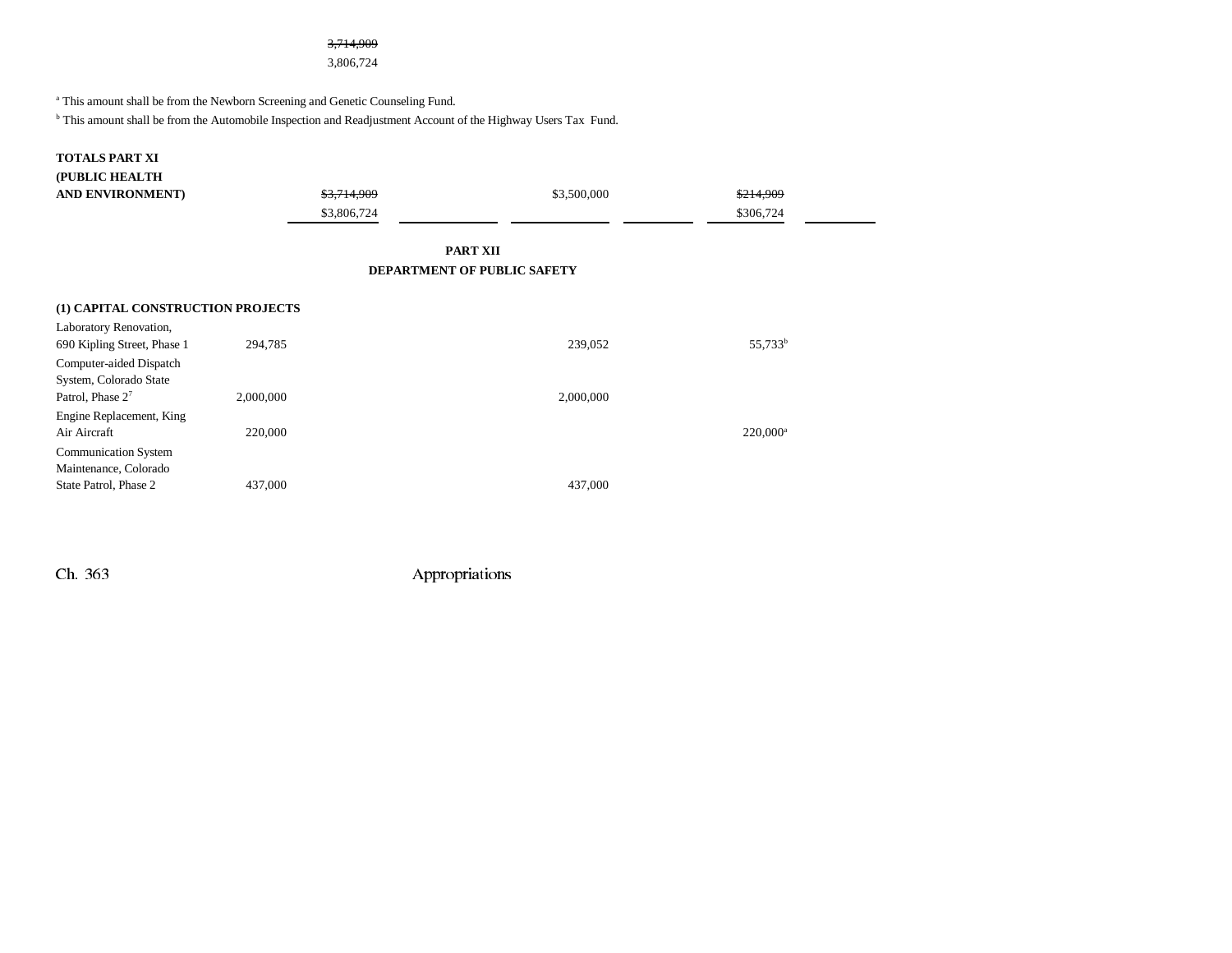| | |
|---|---|
| | ~~3,714,909~~ |
| | 3,806,724 |

[a] This amount shall be from the Newborn Screening and Genetic Counseling Fund.

[b] This amount shall be from the Automobile Inspection and Readjustment Account of the Highway Users Tax Fund.

| | | | | | | |
|---|---|---|---|---|---|---|
| **TOTALS PART XI (PUBLIC HEALTH AND ENVIRONMENT)** | ~~$3,714,909~~ $3,806,724 | | $3,500,000 | | ~~$214,909~~ $306,724 | |

**PART XII**

**DEPARTMENT OF PUBLIC SAFETY**

**(1) CAPITAL CONSTRUCTION PROJECTS**

| | | | | | | |
|---|---|---|---|---|---|---|
| Laboratory Renovation, 690 Kipling Street, Phase 1 | 294,785 | | 239,052 | | 55,733[b] | |
| Computer-aided Dispatch System, Colorado State Patrol, Phase 2[7] | 2,000,000 | | 2,000,000 | | | |
| Engine Replacement, King Air Aircraft | 220,000 | | | | 220,000[a] | |
| Communication System Maintenance, Colorado State Patrol, Phase 2 | 437,000 | | 437,000 | | | |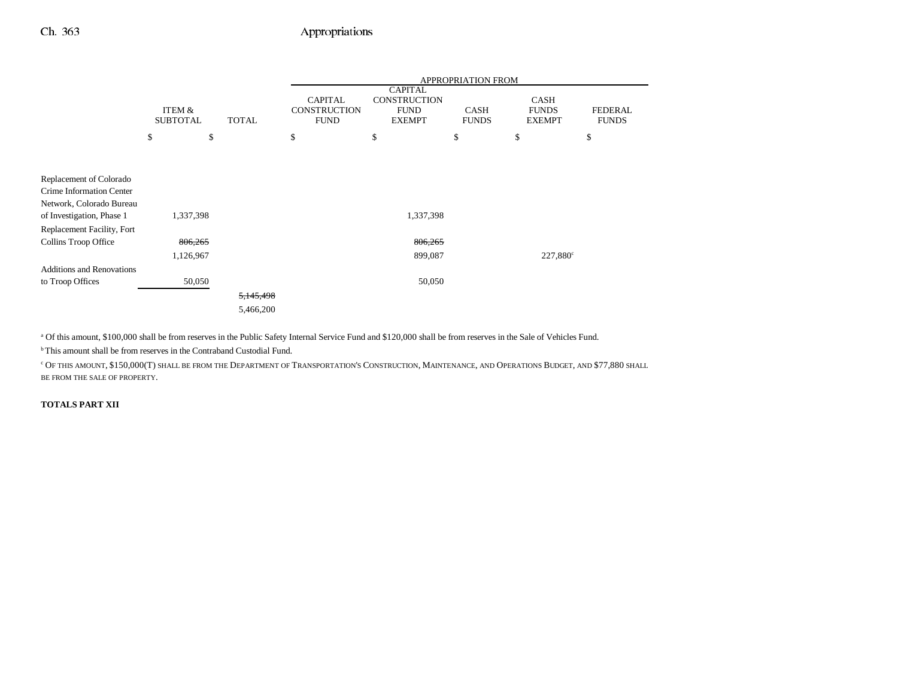| | ITEM & SUBTOTAL | TOTAL | APPROPRIATION FROM CAPITAL CONSTRUCTION FUND | CAPITAL CONSTRUCTION FUND EXEMPT | CASH FUNDS | CASH FUNDS EXEMPT | FEDERAL FUNDS |
|---|---|---|---|---|---|---|---|
| | $ | $ | $ | $ | $ | $ | $ |
| Replacement of Colorado Crime Information Center Network, Colorado Bureau of Investigation, Phase 1 | 1,337,398 | | | 1,337,398 | | | |
| Replacement Facility, Fort Collins Troop Office | ~~806,265~~ | | | ~~806,265~~ | | | |
| | 1,126,967 | | | 899,087 | | 227,880[c] | |
| Additions and Renovations to Troop Offices | 50,050 | | | 50,050 | | | |
| | | ~~5,145,498~~ | | | | | |
| | | 5,466,200 | | | | | |

[a] Of this amount, $100,000 shall be from reserves in the Public Safety Internal Service Fund and $120,000 shall be from reserves in the Sale of Vehicles Fund.

[b] This amount shall be from reserves in the Contraband Custodial Fund.

[c] OF THIS AMOUNT, $150,000(T) SHALL BE FROM THE DEPARTMENT OF TRANSPORTATION'S CONSTRUCTION, MAINTENANCE, AND OPERATIONS BUDGET, AND $77,880 SHALL BE FROM THE SALE OF PROPERTY.

**TOTALS PART XII**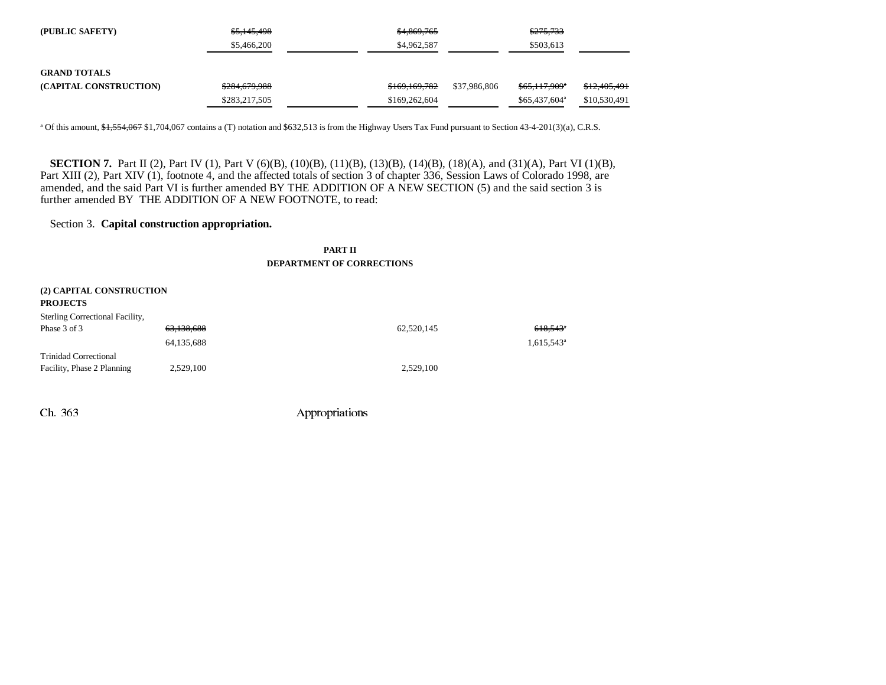| | | | | | |
|---|---|---|---|---|---|
| **(PUBLIC SAFETY)** | ~~$5,145,498~~ | | ~~$4,869,765~~ | | ~~$275,733~~ | |
| | $5,466,200 | | $4,962,587 | | $503,613 | |
| **GRAND TOTALS** | | | | | | |
| **(CAPITAL CONSTRUCTION)** | ~~$284,679,988~~ | | ~~$169,169,782~~ | $37,986,806 | ~~$65,117,909[a]~~ | ~~$12,405,491~~ |
| | $283,217,505 | | $169,262,604 | | $65,437,604[a] | $10,530,491 |

[a] Of this amount, ~~$1,554,067~~ $1,704,067 contains a (T) notation and $632,513 is from the Highway Users Tax Fund pursuant to Section 43-4-201(3)(a), C.R.S.

**SECTION 7.** Part II (2), Part IV (1), Part V (6)(B), (10)(B), (11)(B), (13)(B), (14)(B), (18)(A), and (31)(A), Part VI (1)(B), Part XIII (2), Part XIV (1), footnote 4, and the affected totals of section 3 of chapter 336, Session Laws of Colorado 1998, are amended, and the said Part VI is further amended BY THE ADDITION OF A NEW SECTION (5) and the said section 3 is further amended BY THE ADDITION OF A NEW FOOTNOTE, to read:

Section 3. **Capital construction appropriation.**

**PART II**
**DEPARTMENT OF CORRECTIONS**

| | | | | | |
|---|---|---|---|---|---|
| **(2) CAPITAL CONSTRUCTION PROJECTS** | | | | | |
| Sterling Correctional Facility, Phase 3 of 3 | ~~63,138,688~~ | | 62,520,145 | | ~~618,543[a]~~ |
| | 64,135,688 | | | | 1,615,543[a] |
| Trinidad Correctional Facility, Phase 2 Planning | 2,529,100 | | 2,529,100 | | |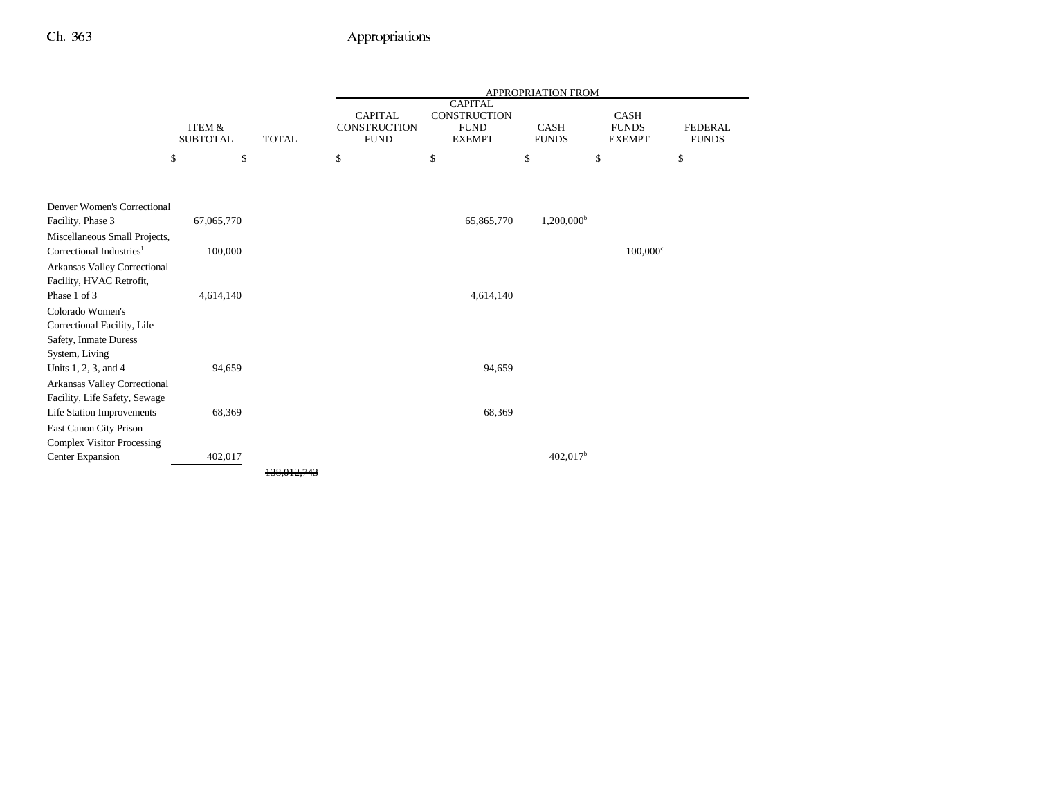| | ITEM & SUBTOTAL | TOTAL | APPROPRIATION FROM CAPITAL CONSTRUCTION FUND | CAPITAL CONSTRUCTION FUND EXEMPT | CASH FUNDS | CASH FUNDS EXEMPT | FEDERAL FUNDS |
|---|---|---|---|---|---|---|---|
| | $ | $ | $ | $ | $ | $ | $ |
| Denver Women's Correctional Facility, Phase 3 | 67,065,770 | | | 65,865,770 | 1,200,000[b] | | |
| Miscellaneous Small Projects, Correctional Industries[1] | 100,000 | | | | | 100,000[c] | |
| Arkansas Valley Correctional Facility, HVAC Retrofit, Phase 1 of 3 | 4,614,140 | | | 4,614,140 | | | |
| Colorado Women's Correctional Facility, Life Safety, Inmate Duress System, Living Units 1, 2, 3, and 4 | 94,659 | | | 94,659 | | | |
| Arkansas Valley Correctional Facility, Life Safety, Sewage Life Station Improvements | 68,369 | | | 68,369 | | | |
| East Canon City Prison Complex Visitor Processing Center Expansion | 402,017 | | | | 402,017[b] | | |
| | | ~~138,012,743~~ | | | | | |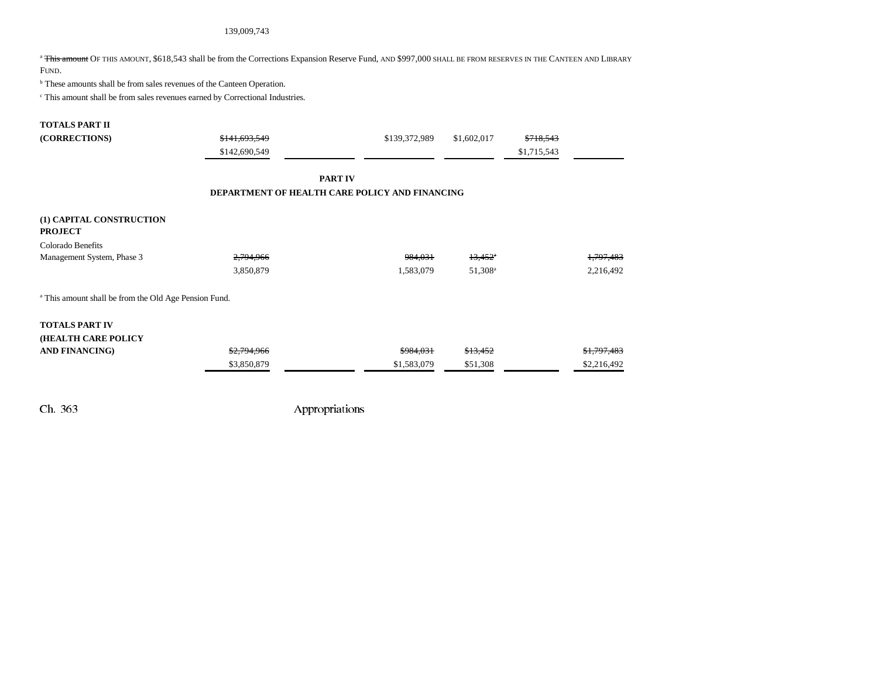139,009,743

[a] ~~This amount~~ OF THIS AMOUNT, $618,543 shall be from the Corrections Expansion Reserve Fund, AND $997,000 SHALL BE FROM RESERVES IN THE CANTEEN AND LIBRARY FUND.

[b] These amounts shall be from sales revenues of the Canteen Operation.

[c] This amount shall be from sales revenues earned by Correctional Industries.

| | | | | | | |
|---|---|---|---|---|---|---|
| **TOTALS PART II (CORRECTIONS)** | ~~$141,693,549~~ $142,690,549 | | $139,372,989 | $1,602,017 | ~~$718,543~~ $1,715,543 | |

## PART IV
## DEPARTMENT OF HEALTH CARE POLICY AND FINANCING

| | | | | | | |
|---|---|---|---|---|---|---|
| **(1) CAPITAL CONSTRUCTION PROJECT** | | | | | | |
| Colorado Benefits Management System, Phase 3 | ~~2,794,966~~ 3,850,879 | | ~~984,031~~ 1,583,079 | ~~13,452[a]~~ 51,308[a] | | ~~1,797,483~~ 2,216,492 |

[a] This amount shall be from the Old Age Pension Fund.

| | | | | | | |
|---|---|---|---|---|---|---|
| **TOTALS PART IV (HEALTH CARE POLICY AND FINANCING)** | ~~$2,794,966~~ $3,850,879 | | ~~$984,031~~ $1,583,079 | ~~$13,452~~ $51,308 | | ~~$1,797,483~~ $2,216,492 |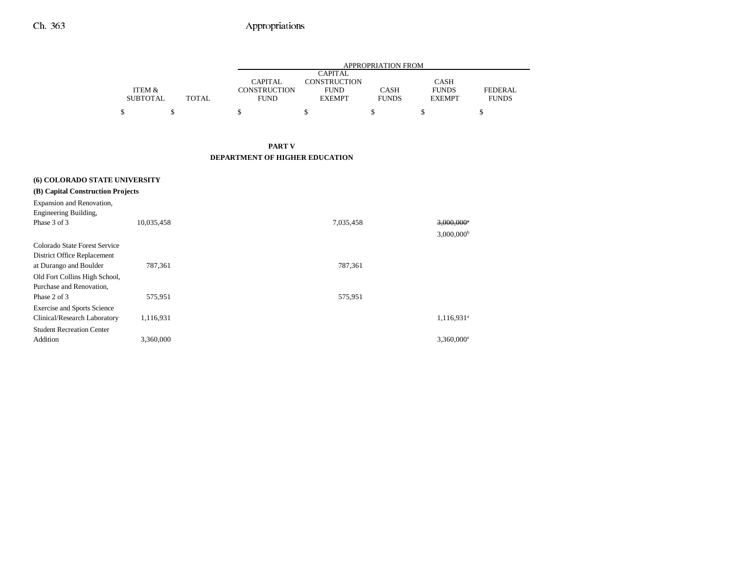| | ITEM & SUBTOTAL | TOTAL | APPROPRIATION FROM CAPITAL CONSTRUCTION FUND | CAPITAL CONSTRUCTION FUND EXEMPT | CASH FUNDS | CASH FUNDS EXEMPT | FEDERAL FUNDS |
|---|---|---|---|---|---|---|---|
| | $ | $ | $ | $ | $ | $ | $ |

## PART V
## DEPARTMENT OF HIGHER EDUCATION

**(6) COLORADO STATE UNIVERSITY**

**(B) Capital Construction Projects**

| | ITEM & SUBTOTAL | TOTAL | CAPITAL CONSTRUCTION FUND | CAPITAL CONSTRUCTION FUND EXEMPT | CASH FUNDS | CASH FUNDS EXEMPT | FEDERAL FUNDS |
|---|---|---|---|---|---|---|---|
| Expansion and Renovation, Engineering Building, Phase 3 of 3 | 10,035,458 | | | 7,035,458 | | ~~3,000,000[a]~~ 3,000,000[b] | |
| Colorado State Forest Service District Office Replacement at Durango and Boulder | 787,361 | | | 787,361 | | | |
| Old Fort Collins High School, Purchase and Renovation, Phase 2 of 3 | 575,951 | | | 575,951 | | | |
| Exercise and Sports Science Clinical/Research Laboratory | 1,116,931 | | | | | 1,116,931[a] | |
| Student Recreation Center Addition | 3,360,000 | | | | | 3,360,000[a] | |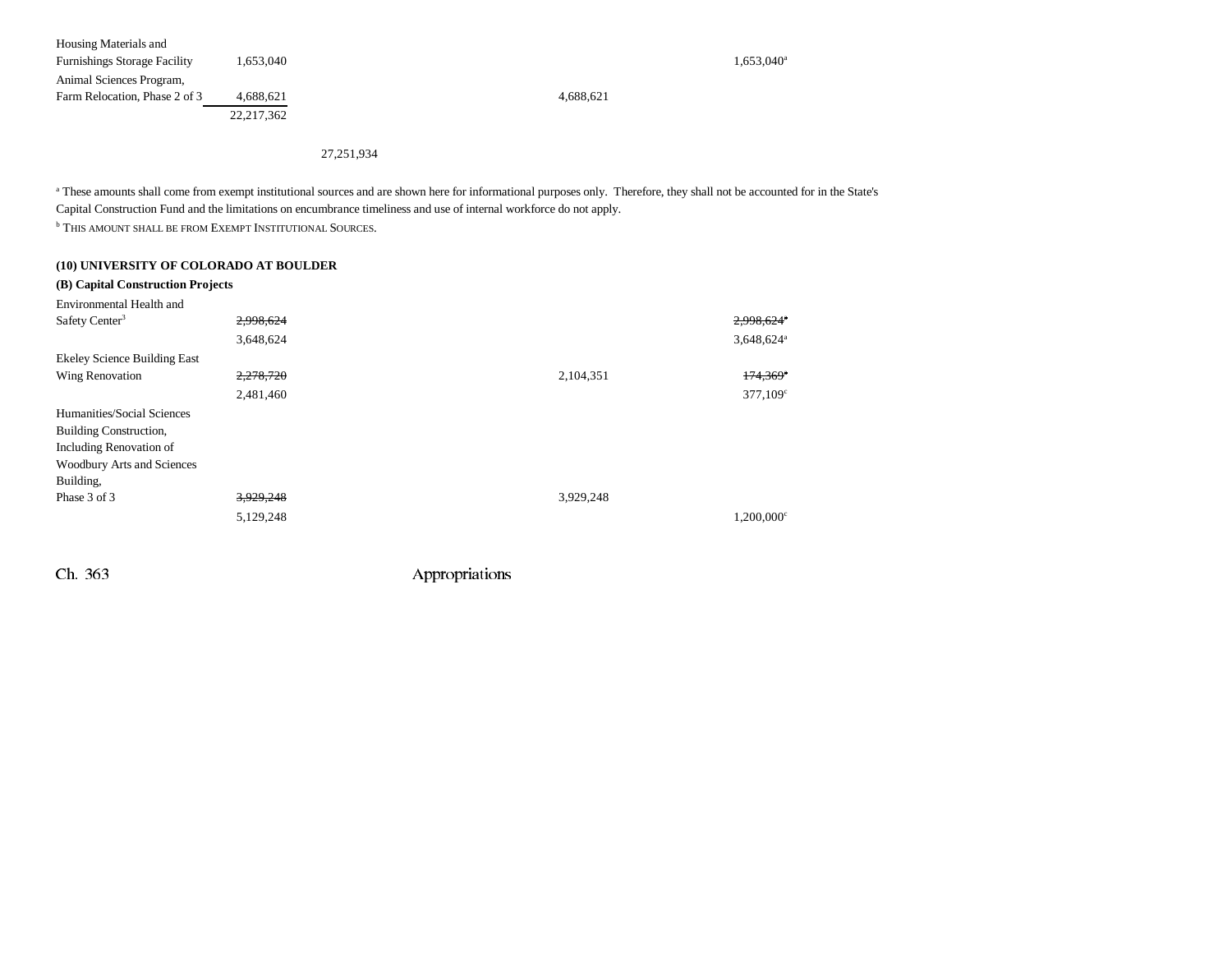| | | | | | | |
|---|---|---|---|---|---|---|
| Housing Materials and Furnishings Storage Facility | 1,653,040 | | | | 1,653,040[a] | |
| Animal Sciences Program, Farm Relocation, Phase 2 of 3 | 4,688,621 | | | 4,688,621 | | |
| | 22,217,362 | | | | | |
| | | 27,251,934 | | | | |

[a] These amounts shall come from exempt institutional sources and are shown here for informational purposes only. Therefore, they shall not be accounted for in the State's Capital Construction Fund and the limitations on encumbrance timeliness and use of internal workforce do not apply.

[b] THIS AMOUNT SHALL BE FROM EXEMPT INSTITUTIONAL SOURCES.

**(10) UNIVERSITY OF COLORADO AT BOULDER**

**(B) Capital Construction Projects**

| | | | | | | |
|---|---|---|---|---|---|---|
| Environmental Health and Safety Center[3] | ~~2,998,624~~ | | | | ~~2,998,624~~[a] | |
| | 3,648,624 | | | | 3,648,624[a] | |
| Ekeley Science Building East Wing Renovation | ~~2,278,720~~ | | | 2,104,351 | ~~174,369~~[a] | |
| | 2,481,460 | | | | 377,109[c] | |
| Humanities/Social Sciences Building Construction, Including Renovation of Woodbury Arts and Sciences Building, Phase 3 of 3 | ~~3,929,248~~ | | | 3,929,248 | | |
| | 5,129,248 | | | | 1,200,000[c] | |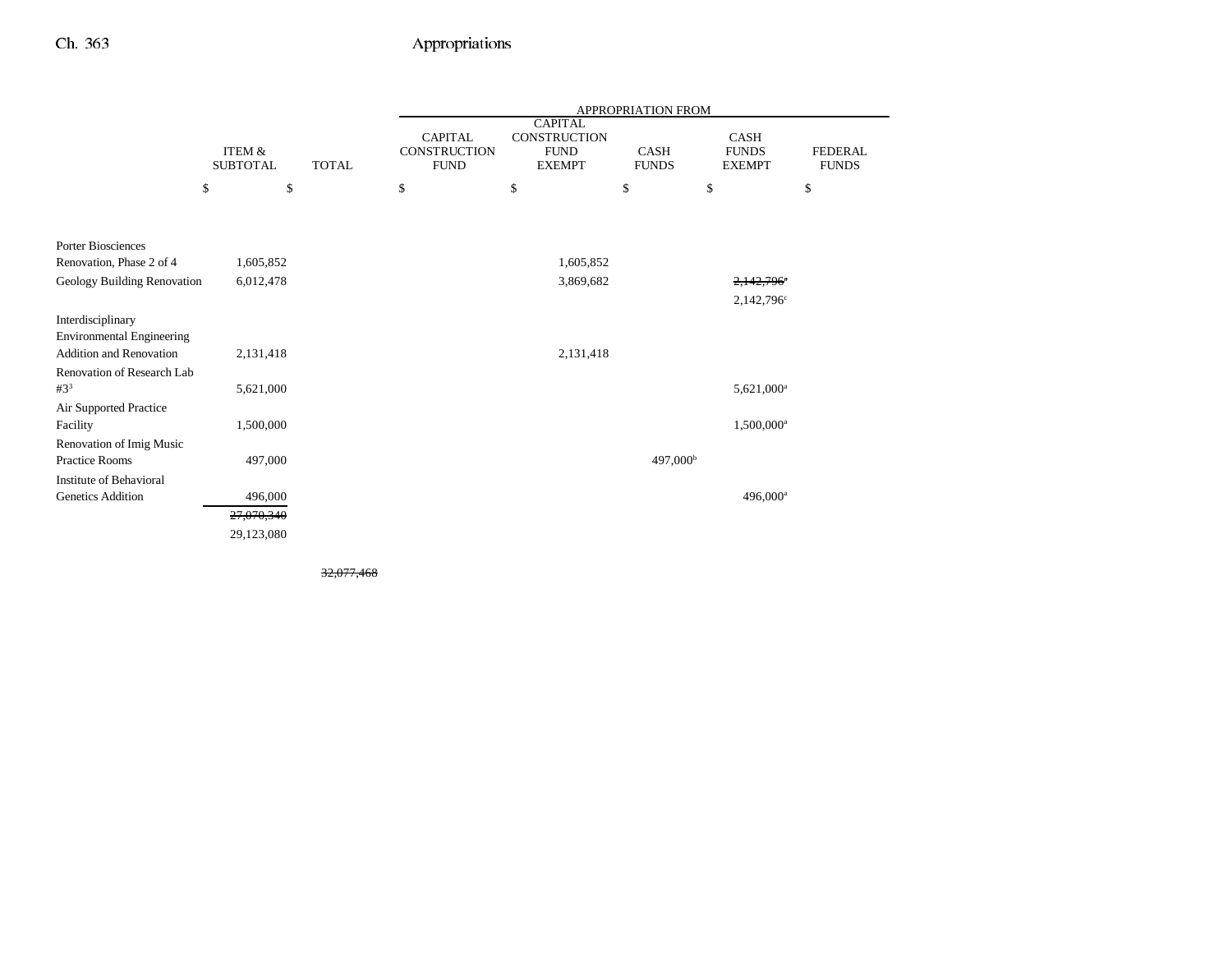| | ITEM & SUBTOTAL | TOTAL | APPROPRIATION FROM CAPITAL CONSTRUCTION FUND | CAPITAL CONSTRUCTION FUND EXEMPT | CASH FUNDS | CASH FUNDS EXEMPT | FEDERAL FUNDS |
|---|---|---|---|---|---|---|---|
| | $ | $ | $ | $ | $ | $ | $ |
| Porter Biosciences Renovation, Phase 2 of 4 | 1,605,852 | | | 1,605,852 | | | |
| Geology Building Renovation | 6,012,478 | | | 3,869,682 | | ~~2,142,796[a]~~ 2,142,796[c] | |
| Interdisciplinary Environmental Engineering Addition and Renovation | 2,131,418 | | | 2,131,418 | | | |
| Renovation of Research Lab #3[3] | 5,621,000 | | | | | 5,621,000[a] | |
| Air Supported Practice Facility | 1,500,000 | | | | | 1,500,000[a] | |
| Renovation of Imig Music Practice Rooms | 497,000 | | | | 497,000[b] | | |
| Institute of Behavioral Genetics Addition | 496,000 | | | | | 496,000[a] | |
| | ~~27,070,340~~ 29,123,080 | | | | | | |
| | | ~~32,077,468~~ | | | | | |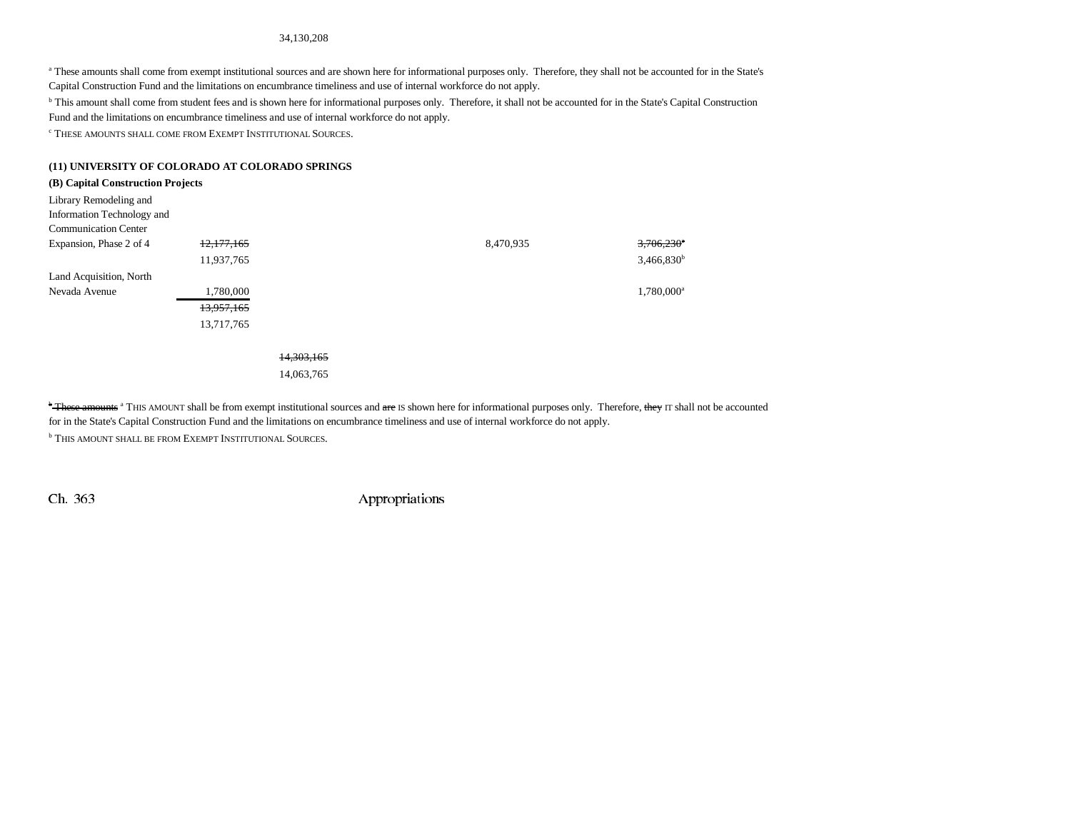34,130,208

[a] These amounts shall come from exempt institutional sources and are shown here for informational purposes only. Therefore, they shall not be accounted for in the State's Capital Construction Fund and the limitations on encumbrance timeliness and use of internal workforce do not apply.

[b] This amount shall come from student fees and is shown here for informational purposes only. Therefore, it shall not be accounted for in the State's Capital Construction Fund and the limitations on encumbrance timeliness and use of internal workforce do not apply.

[c] THESE AMOUNTS SHALL COME FROM EXEMPT INSTITUTIONAL SOURCES.

**(11) UNIVERSITY OF COLORADO AT COLORADO SPRINGS**

**(B) Capital Construction Projects**

| | | | | |
|---|---|---|---|---|
| Library Remodeling and Information Technology and Communication Center Expansion, Phase 2 of 4 | ~~12,177,165~~ 11,937,765 | | 8,470,935 | ~~3,706,230~~[a] 3,466,830[b] |
| Land Acquisition, North Nevada Avenue | 1,780,000 | | | 1,780,000[a] |
| | ~~13,957,165~~ 13,717,765 | | | |
| | | ~~14,303,165~~ 14,063,765 | | |

~~[a] These amounts~~ [a] THIS AMOUNT shall be from exempt institutional sources and ~~are~~ IS shown here for informational purposes only. Therefore, ~~they~~ IT shall not be accounted for in the State's Capital Construction Fund and the limitations on encumbrance timeliness and use of internal workforce do not apply.

[b] THIS AMOUNT SHALL BE FROM EXEMPT INSTITUTIONAL SOURCES.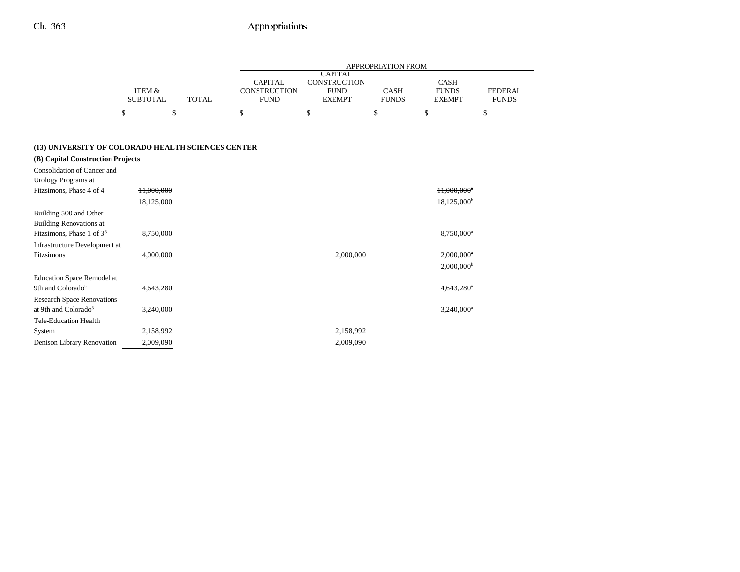| | ITEM & SUBTOTAL | TOTAL | APPROPRIATION FROM CAPITAL CONSTRUCTION FUND | CAPITAL CONSTRUCTION FUND EXEMPT | CASH FUNDS | CASH FUNDS EXEMPT | FEDERAL FUNDS |
|---|---|---|---|---|---|---|---|
| | $ | $ | $ | $ | $ | $ | $ |
| **(13) UNIVERSITY OF COLORADO HEALTH SCIENCES CENTER** | | | | | | | |
| **(B) Capital Construction Projects** | | | | | | | |
| Consolidation of Cancer and Urology Programs at Fitzsimons, Phase 4 of 4 | ~~11,000,000~~ | | | | | ~~11,000,000~~[a] | |
| | 18,125,000 | | | | | 18,125,000[b] | |
| Building 500 and Other Building Renovations at Fitzsimons, Phase 1 of 3[3] | 8,750,000 | | | | | 8,750,000[a] | |
| Infrastructure Development at Fitzsimons | 4,000,000 | | | 2,000,000 | | ~~2,000,000~~[a] | |
| | | | | | | 2,000,000[b] | |
| Education Space Remodel at 9th and Colorado[3] | 4,643,280 | | | | | 4,643,280[a] | |
| Research Space Renovations at 9th and Colorado[3] | 3,240,000 | | | | | 3,240,000[a] | |
| Tele-Education Health System | 2,158,992 | | | 2,158,992 | | | |
| Denison Library Renovation | 2,009,090 | | | 2,009,090 | | | |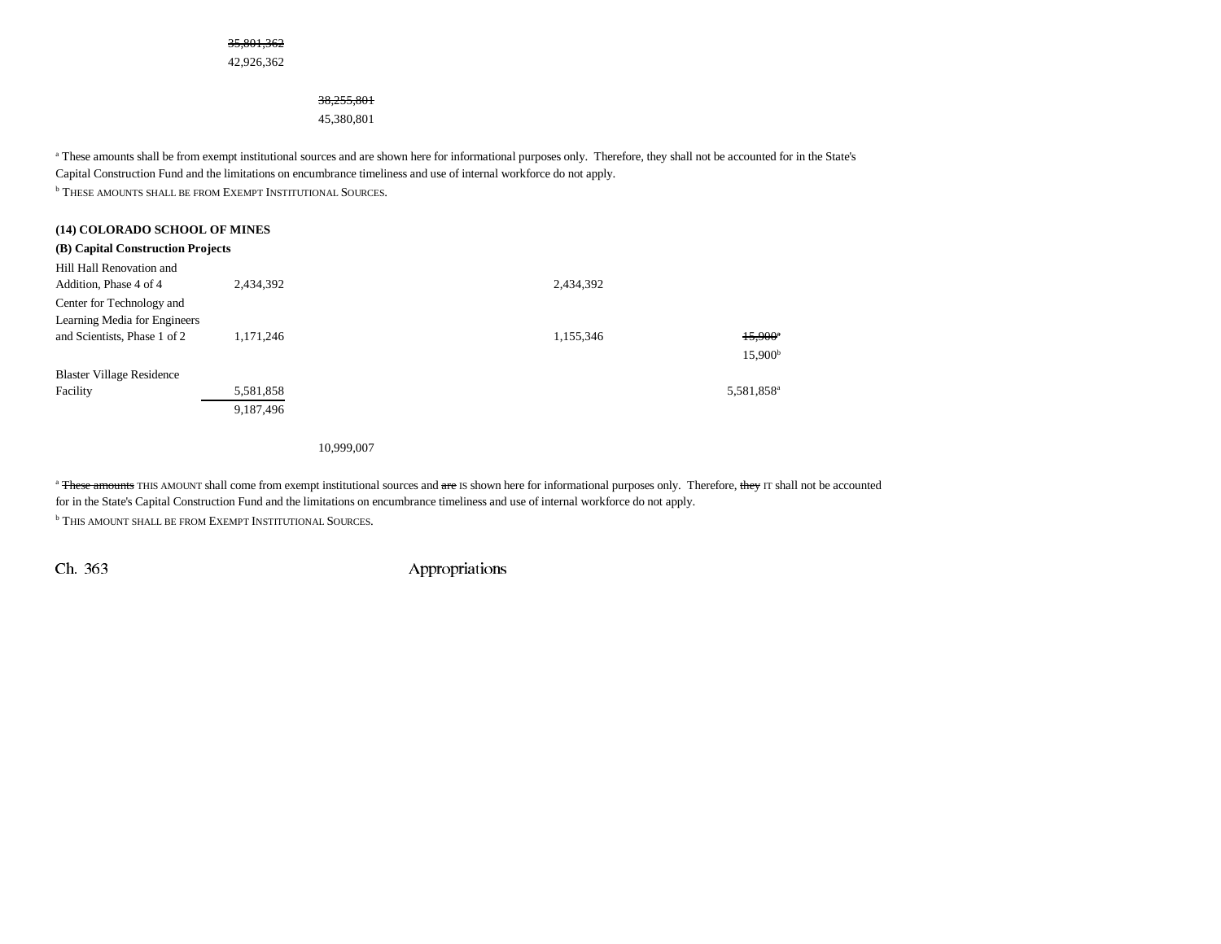| | | | | | | |
|---|---|---|---|---|---|---|
| | ~~35,801,362~~ | | | | | |
| | 42,926,362 | | | | | |
| | | ~~38,255,801~~ | | | | |
| | | 45,380,801 | | | | |

[a] These amounts shall be from exempt institutional sources and are shown here for informational purposes only. Therefore, they shall not be accounted for in the State's Capital Construction Fund and the limitations on encumbrance timeliness and use of internal workforce do not apply.

[b] THESE AMOUNTS SHALL BE FROM EXEMPT INSTITUTIONAL SOURCES.

**(14) COLORADO SCHOOL OF MINES**

**(B) Capital Construction Projects**

| | | | | | | |
|---|---|---|---|---|---|---|
| Hill Hall Renovation and Addition, Phase 4 of 4 | 2,434,392 | | | 2,434,392 | | |
| Center for Technology and Learning Media for Engineers and Scientists, Phase 1 of 2 | 1,171,246 | | | 1,155,346 | ~~15,900[a]~~ 15,900[b] | |
| Blaster Village Residence Facility | 5,581,858 | | | | 5,581,858[a] | |
| | 9,187,496 | | | | | |
| | | 10,999,007 | | | | |

[a] ~~These amounts~~ THIS AMOUNT shall come from exempt institutional sources and ~~are~~ IS shown here for informational purposes only. Therefore, ~~they~~ IT shall not be accounted for in the State's Capital Construction Fund and the limitations on encumbrance timeliness and use of internal workforce do not apply.

[b] THIS AMOUNT SHALL BE FROM EXEMPT INSTITUTIONAL SOURCES.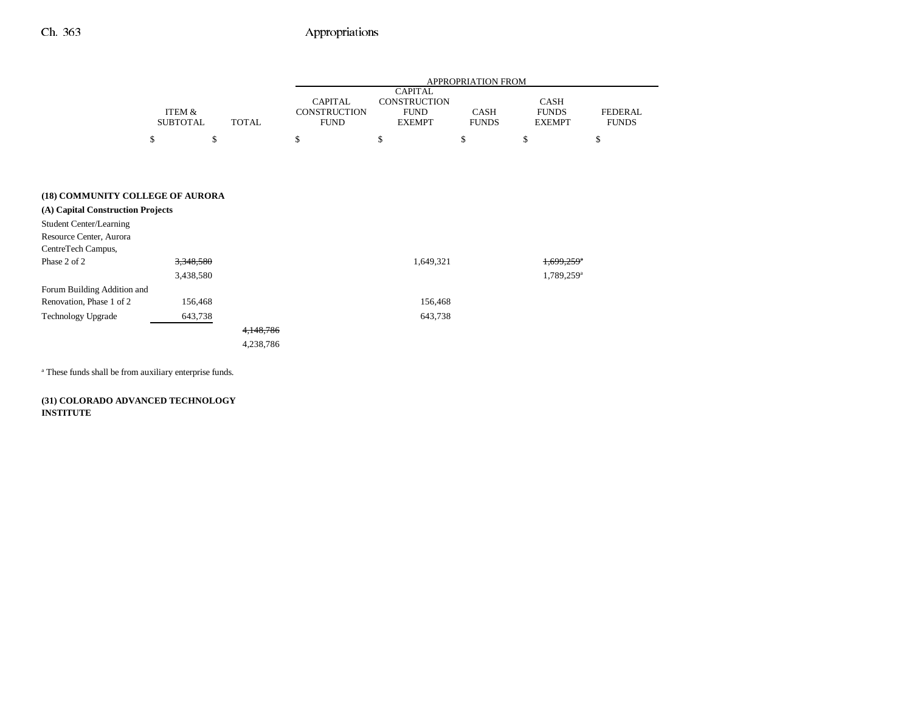| | ITEM & SUBTOTAL | TOTAL | APPROPRIATION FROM CAPITAL CONSTRUCTION FUND | CAPITAL CONSTRUCTION FUND EXEMPT | CASH FUNDS | CASH FUNDS EXEMPT | FEDERAL FUNDS |
|---|---|---|---|---|---|---|---|
| | $ | $ | $ | $ | $ | $ | $ |
| **(18) COMMUNITY COLLEGE OF AURORA** | | | | | | | |
| **(A) Capital Construction Projects** | | | | | | | |
| Student Center/Learning Resource Center, Aurora CentreTech Campus, Phase 2 of 2 | ~~3,348,580~~ | | | 1,649,321 | | ~~1,699,259~~[a] | |
| | 3,438,580 | | | | | 1,789,259[a] | |
| Forum Building Addition and Renovation, Phase 1 of 2 | 156,468 | | | 156,468 | | | |
| Technology Upgrade | 643,738 | | | 643,738 | | | |
| | | ~~4,148,786~~ | | | | | |
| | | 4,238,786 | | | | | |

[a] These funds shall be from auxiliary enterprise funds.

**(31) COLORADO ADVANCED TECHNOLOGY INSTITUTE**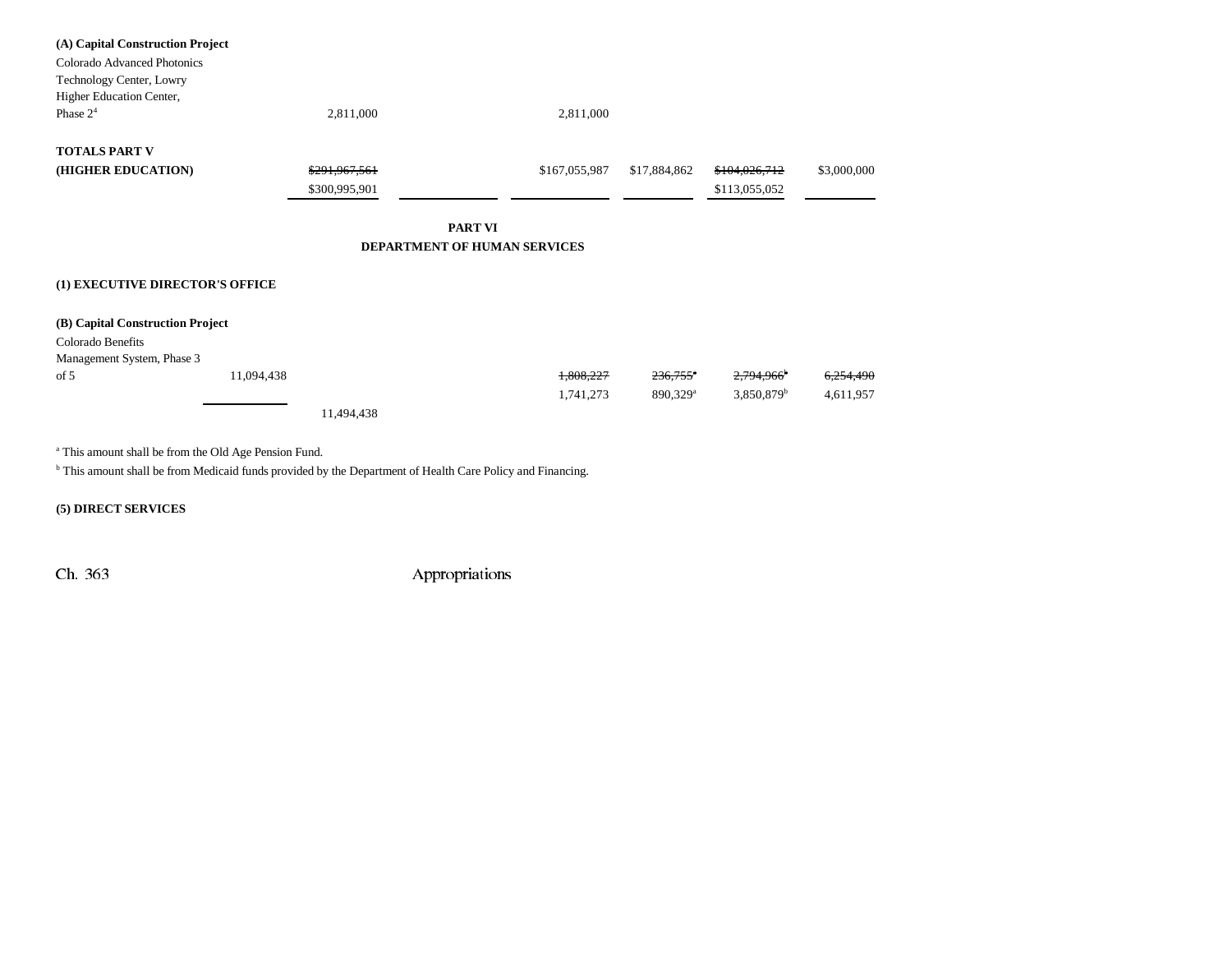**(A) Capital Construction Project**

| | | | | | | | |
|---|---|---|---|---|---|---|---|
| Colorado Advanced Photonics Technology Center, Lowry Higher Education Center, Phase 2[4] | | 2,811,000 | | 2,811,000 | | | |
| **TOTALS PART V (HIGHER EDUCATION)** | | ~~$291,967,561~~ $300,995,901 | | $167,055,987 | $17,884,862 | ~~$104,026,712~~ $113,055,052 | $3,000,000 |

**PART VI**
**DEPARTMENT OF HUMAN SERVICES**

**(1) EXECUTIVE DIRECTOR'S OFFICE**

**(B) Capital Construction Project**

| | | | | | | | |
|---|---|---|---|---|---|---|---|
| Colorado Benefits Management System, Phase 3 of 5 | 11,094,438 | | | ~~1,808,227~~ 1,741,273 | ~~236,755[a]~~ 890,329[a] | ~~2,794,966[b]~~ 3,850,879[b] | ~~6,254,490~~ 4,611,957 |
| | | 11,494,438 | | | | | |

[a] This amount shall be from the Old Age Pension Fund.

[b] This amount shall be from Medicaid funds provided by the Department of Health Care Policy and Financing.

**(5) DIRECT SERVICES**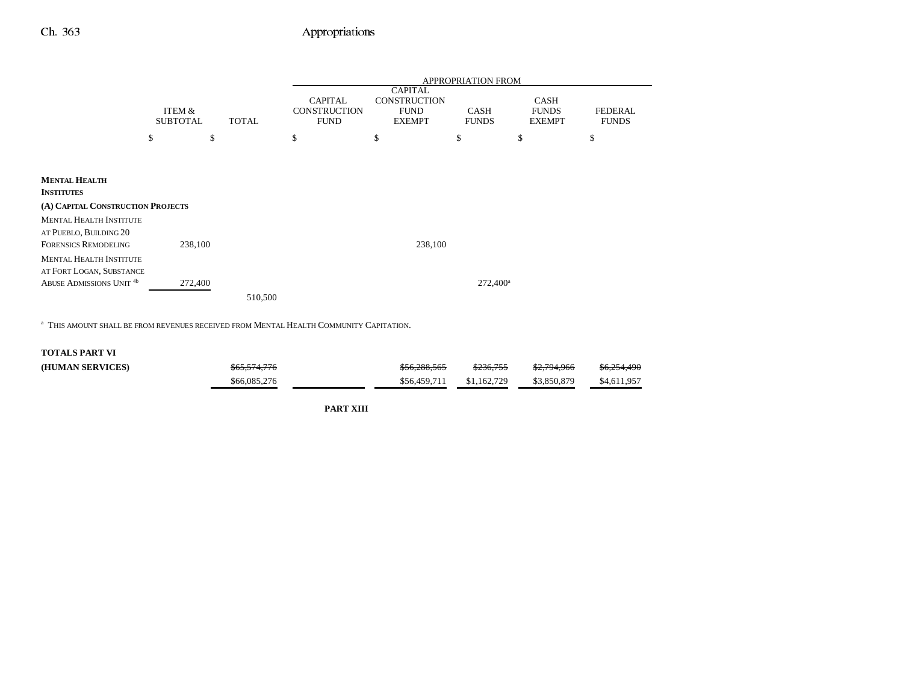| | ITEM & SUBTOTAL | TOTAL | APPROPRIATION FROM CAPITAL CONSTRUCTION FUND | CAPITAL CONSTRUCTION FUND EXEMPT | CASH FUNDS | CASH FUNDS EXEMPT | FEDERAL FUNDS |
|---|---|---|---|---|---|---|---|
| | $ | $ | $ | $ | $ | $ | $ |
| **MENTAL HEALTH INSTITUTES** | | | | | | | |
| **(A) CAPITAL CONSTRUCTION PROJECTS** | | | | | | | |
| MENTAL HEALTH INSTITUTE AT PUEBLO, BUILDING 20 FORENSICS REMODELING | 238,100 | | | 238,100 | | | |
| MENTAL HEALTH INSTITUTE AT FORT LOGAN, SUBSTANCE ABUSE ADMISSIONS UNIT [4b] | 272,400 | | | | 272,400[a] | | |
| | | 510,500 | | | | | |

[a] THIS AMOUNT SHALL BE FROM REVENUES RECEIVED FROM MENTAL HEALTH COMMUNITY CAPITATION.

| | | TOTAL | CAPITAL CONSTRUCTION FUND | CAPITAL CONSTRUCTION FUND EXEMPT | CASH FUNDS | CASH FUNDS EXEMPT | FEDERAL FUNDS |
|---|---|---|---|---|---|---|---|
| **TOTALS PART VI (HUMAN SERVICES)** | | ~~$65,574,776~~ | | ~~$56,288,565~~ | ~~$236,755~~ | ~~$2,794,966~~ | ~~$6,254,490~~ |
| | | $66,085,276 | | $56,459,711 | $1,162,729 | $3,850,879 | $4,611,957 |

**PART XIII**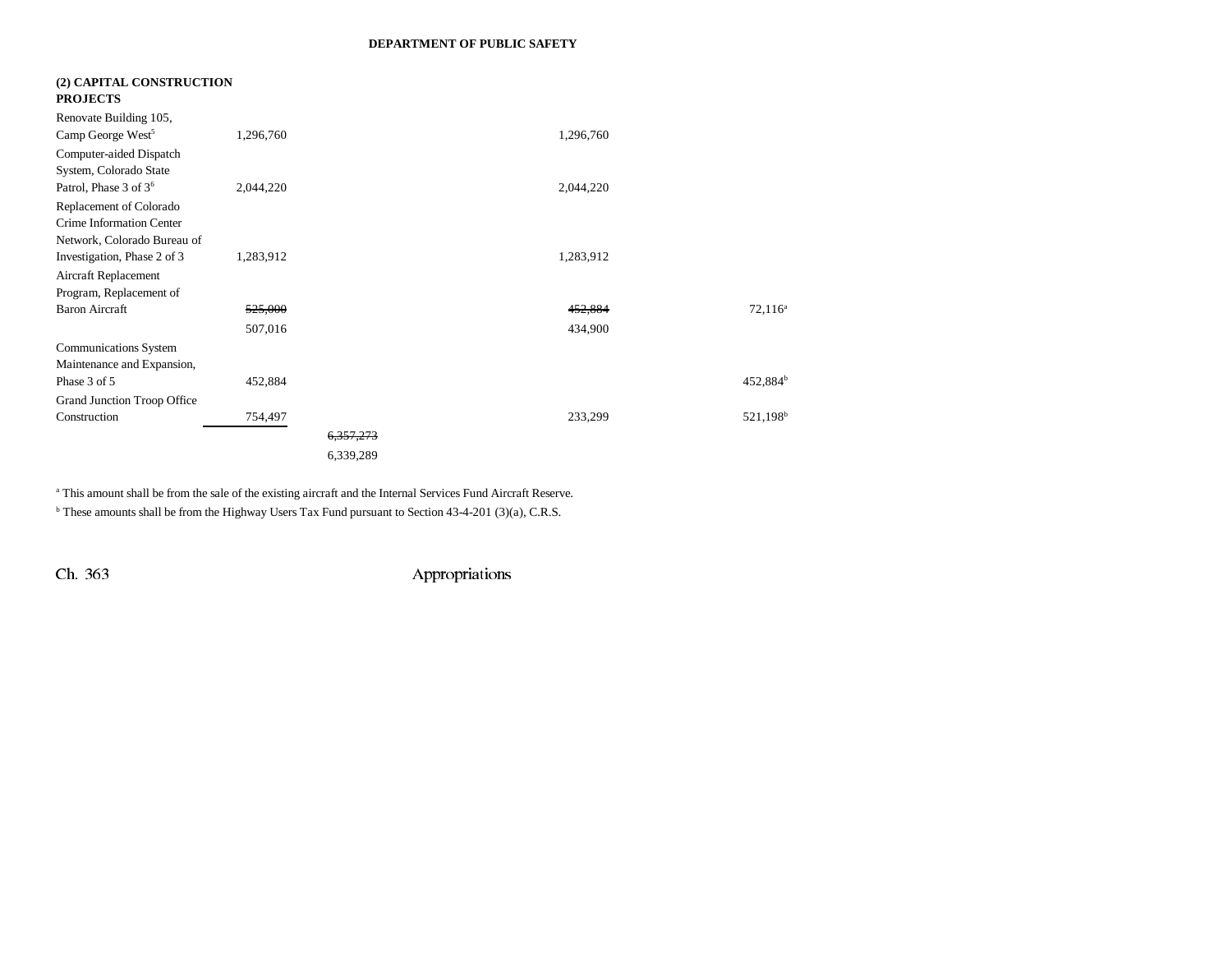## DEPARTMENT OF PUBLIC SAFETY

| | | | | | |
|---|---|---|---|---|---|
| **(2) CAPITAL CONSTRUCTION PROJECTS** | | | | | |
| Renovate Building 105, Camp George West[5] | 1,296,760 | | | 1,296,760 | |
| Computer-aided Dispatch System, Colorado State Patrol, Phase 3 of 3[6] | 2,044,220 | | | 2,044,220 | |
| Replacement of Colorado Crime Information Center Network, Colorado Bureau of Investigation, Phase 2 of 3 | 1,283,912 | | | 1,283,912 | |
| Aircraft Replacement Program, Replacement of Baron Aircraft | ~~525,000~~ 507,016 | | | ~~452,884~~ 434,900 | 72,116[a] |
| Communications System Maintenance and Expansion, Phase 3 of 5 | 452,884 | | | | 452,884[b] |
| Grand Junction Troop Office Construction | 754,497 | | | 233,299 | 521,198[b] |
| | | ~~6,357,273~~ 6,339,289 | | | |

[a] This amount shall be from the sale of the existing aircraft and the Internal Services Fund Aircraft Reserve.

[b] These amounts shall be from the Highway Users Tax Fund pursuant to Section 43-4-201 (3)(a), C.R.S.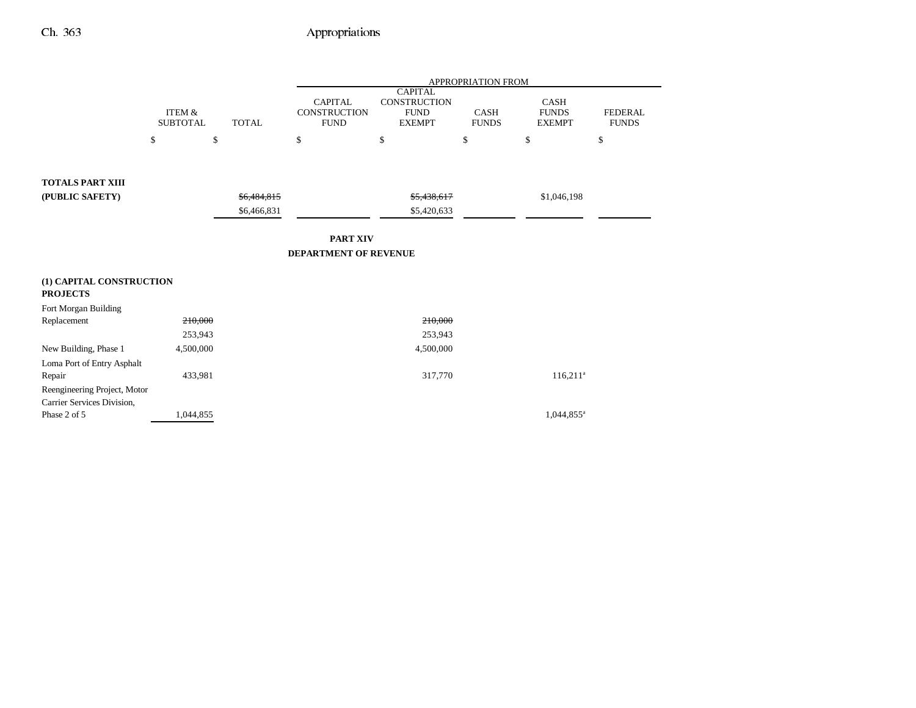| | ITEM & SUBTOTAL | TOTAL | APPROPRIATION FROM CAPITAL CONSTRUCTION FUND | CAPITAL CONSTRUCTION FUND EXEMPT | CASH FUNDS | CASH FUNDS EXEMPT | FEDERAL FUNDS |
|---|---|---|---|---|---|---|---|
| | $ | $ | $ | $ | $ | $ | $ |
| **TOTALS PART XIII (PUBLIC SAFETY)** | | ~~$6,484,815~~ $6,466,831 | | ~~$5,438,617~~ $5,420,633 | | $1,046,198 | |

## PART XIV
## DEPARTMENT OF REVENUE

| | ITEM & SUBTOTAL | TOTAL | CAPITAL CONSTRUCTION FUND | CAPITAL CONSTRUCTION FUND EXEMPT | CASH FUNDS | CASH FUNDS EXEMPT | FEDERAL FUNDS |
|---|---|---|---|---|---|---|---|
| **(1) CAPITAL CONSTRUCTION PROJECTS** | | | | | | | |
| Fort Morgan Building Replacement | ~~210,000~~ 253,943 | | | ~~210,000~~ 253,943 | | | |
| New Building, Phase 1 | 4,500,000 | | | 4,500,000 | | | |
| Loma Port of Entry Asphalt Repair | 433,981 | | | 317,770 | | 116,211[a] | |
| Reengineering Project, Motor Carrier Services Division, Phase 2 of 5 | 1,044,855 | | | | | 1,044,855[a] | |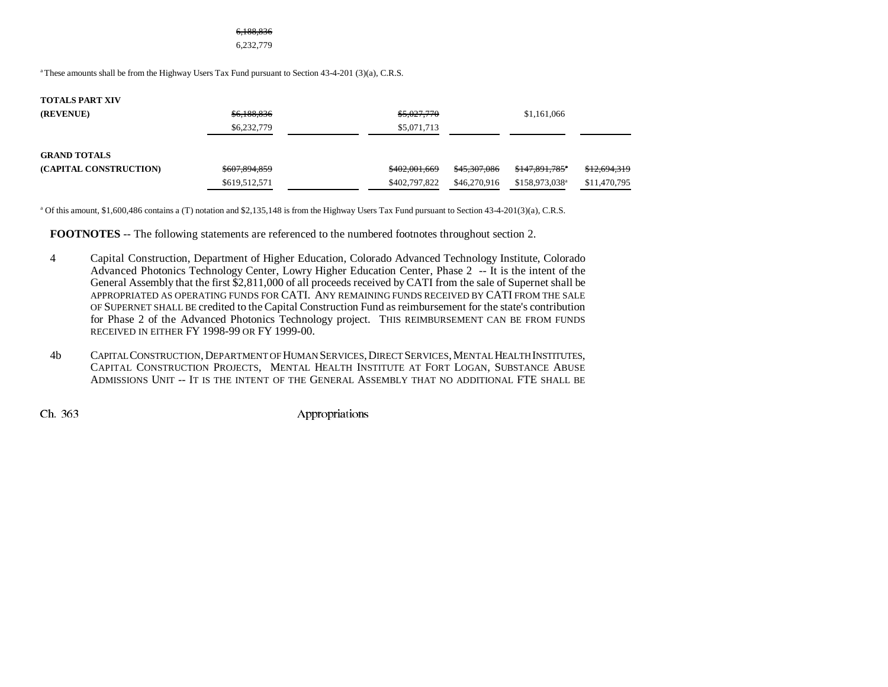~~6,188,836~~
6,232,779

[a] These amounts shall be from the Highway Users Tax Fund pursuant to Section 43-4-201 (3)(a), C.R.S.

| | | | | | | |
|---|---|---|---|---|---|---|
| **TOTALS PART XIV** | | | | | | |
| **(REVENUE)** | ~~$6,188,836~~ | | ~~$5,027,770~~ | | $1,161,066 | |
| | $6,232,779 | | $5,071,713 | | | |
| **GRAND TOTALS** | | | | | | |
| **(CAPITAL CONSTRUCTION)** | ~~$607,894,859~~ | | ~~$402,001,669~~ | ~~$45,307,086~~ | ~~$147,891,785[a]~~ | ~~$12,694,319~~ |
| | $619,512,571 | | $402,797,822 | $46,270,916 | $158,973,038[a] | $11,470,795 |

[a] Of this amount, $1,600,486 contains a (T) notation and $2,135,148 is from the Highway Users Tax Fund pursuant to Section 43-4-201(3)(a), C.R.S.

**FOOTNOTES** -- The following statements are referenced to the numbered footnotes throughout section 2.

4 Capital Construction, Department of Higher Education, Colorado Advanced Technology Institute, Colorado Advanced Photonics Technology Center, Lowry Higher Education Center, Phase 2 -- It is the intent of the General Assembly that the first $2,811,000 of all proceeds received by CATI from the sale of Supernet shall be APPROPRIATED AS OPERATING FUNDS FOR CATI. ANY REMAINING FUNDS RECEIVED BY CATI FROM THE SALE OF SUPERNET SHALL BE credited to the Capital Construction Fund as reimbursement for the state's contribution for Phase 2 of the Advanced Photonics Technology project. THIS REIMBURSEMENT CAN BE FROM FUNDS RECEIVED IN EITHER FY 1998-99 OR FY 1999-00.

4b CAPITAL CONSTRUCTION, DEPARTMENT OF HUMAN SERVICES, DIRECT SERVICES, MENTAL HEALTH INSTITUTES, CAPITAL CONSTRUCTION PROJECTS, MENTAL HEALTH INSTITUTE AT FORT LOGAN, SUBSTANCE ABUSE ADMISSIONS UNIT -- IT IS THE INTENT OF THE GENERAL ASSEMBLY THAT NO ADDITIONAL FTE SHALL BE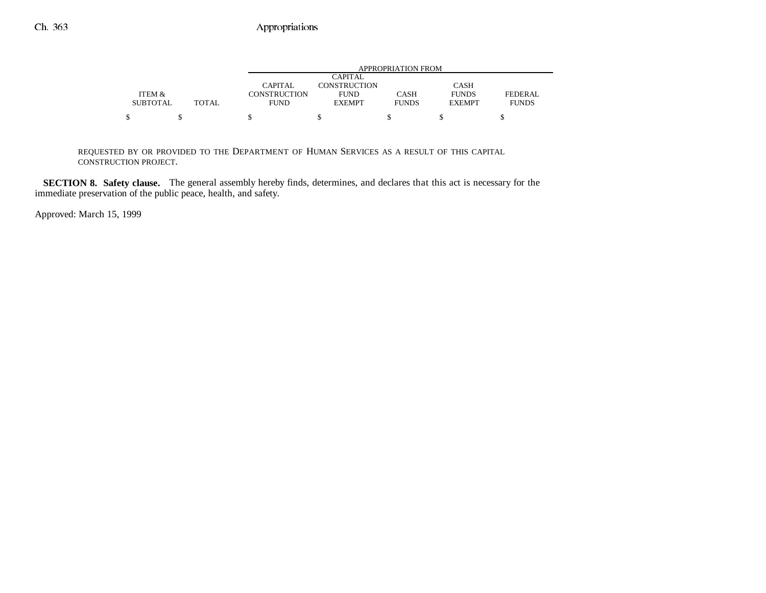| ITEM & SUBTOTAL | TOTAL | CAPITAL CONSTRUCTION FUND | CAPITAL CONSTRUCTION FUND EXEMPT | CASH FUNDS | CASH FUNDS EXEMPT | FEDERAL FUNDS |
|---|---|---|---|---|---|---|
| $ | $ | $ | $ | $ | $ | $ |

REQUESTED BY OR PROVIDED TO THE DEPARTMENT OF HUMAN SERVICES AS A RESULT OF THIS CAPITAL CONSTRUCTION PROJECT.

**SECTION 8. Safety clause.** The general assembly hereby finds, determines, and declares that this act is necessary for the immediate preservation of the public peace, health, and safety.

Approved: March 15, 1999